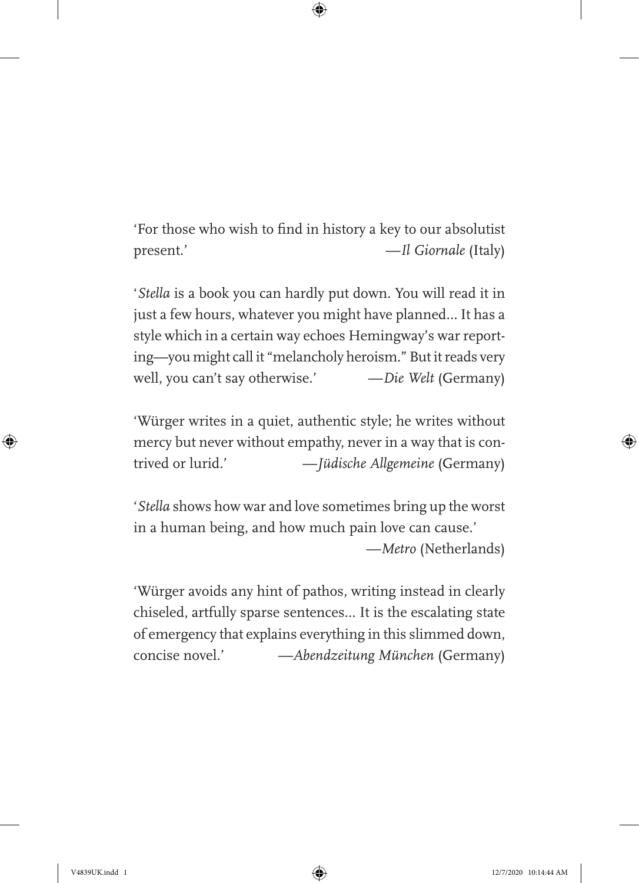'For those who wish to find in history a key to our absolutist present.' —*Il Giornale* (Italy)

'*Stella* is a book you can hardly put down. You will read it in just a few hours, whatever you might have planned... It has a style which in a certain way echoes Hemingway's war reporting—you might call it "melancholy heroism." But it reads very well, you can't say otherwise.' —*Die Welt* (Germany)

'Würger writes in a quiet, authentic style; he writes without mercy but never without empathy, never in a way that is contrived or lurid.' —*Jüdische Allgemeine* (Germany)

'*Stella* shows how war and love sometimes bring up the worst in a human being, and how much pain love can cause.' —*Metro* (Netherlands)

'Würger avoids any hint of pathos, writing instead in clearly chiseled, artfully sparse sentences... It is the escalating state of emergency that explains everything in this slimmed down, concise novel.' —*Abendzeitung München* (Germany)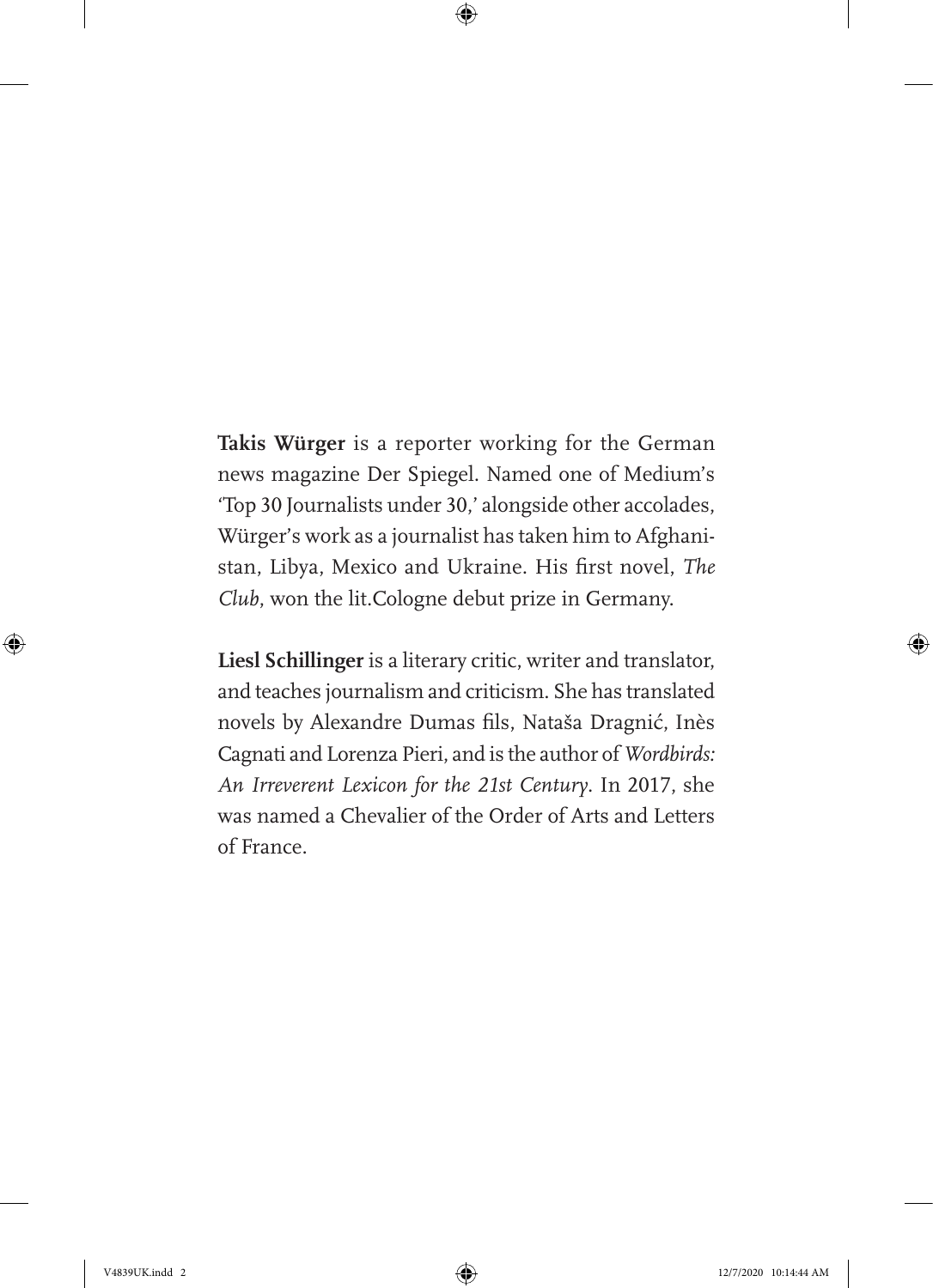**Takis Würger** is a reporter working for the German news magazine Der Spiegel. Named one of Medium's 'Top 30 Journalists under 30,' alongside other accolades, Würger's work as a journalist has taken him to Afghanistan, Libya, Mexico and Ukraine. His first novel, *The Club*, won the lit.Cologne debut prize in Germany.

**Liesl Schillinger** is a literary critic, writer and translator, and teaches journalism and criticism. She has translated novels by Alexandre Dumas fils, Nataša Dragnić, Inès Cagnati and Lorenza Pieri, and is the author of *Wordbirds: An Irreverent Lexicon for the 21st Century*. In 2017, she was named a Chevalier of the Order of Arts and Letters of France.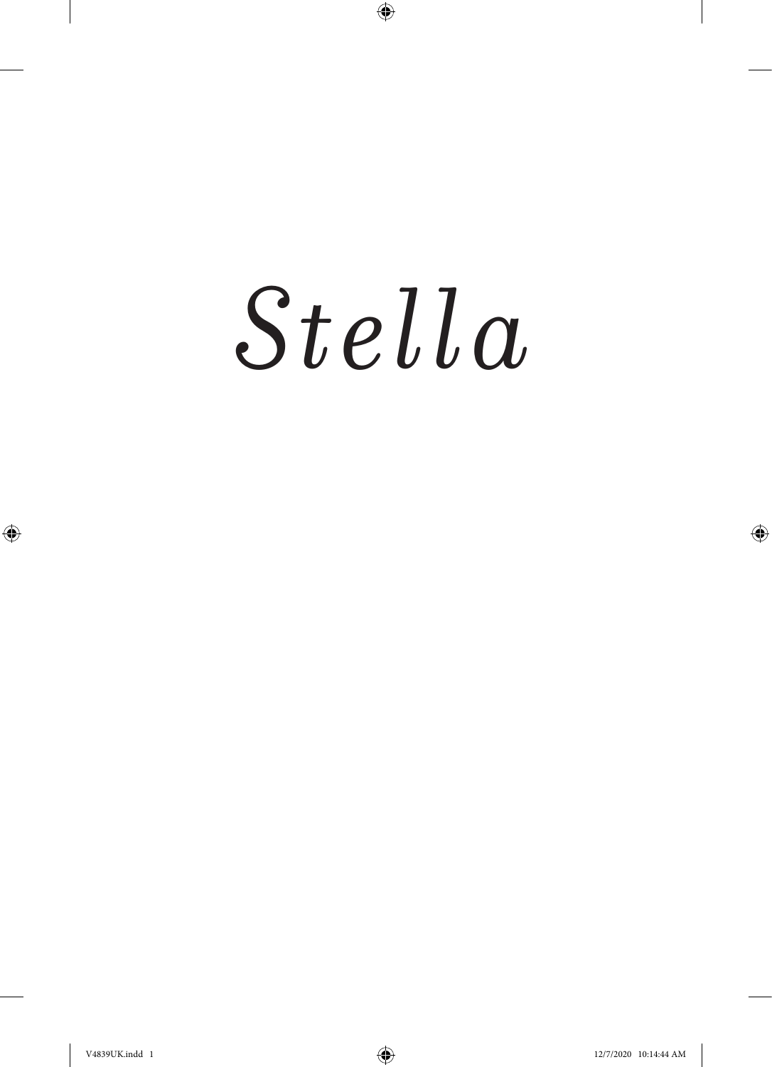# *Stella*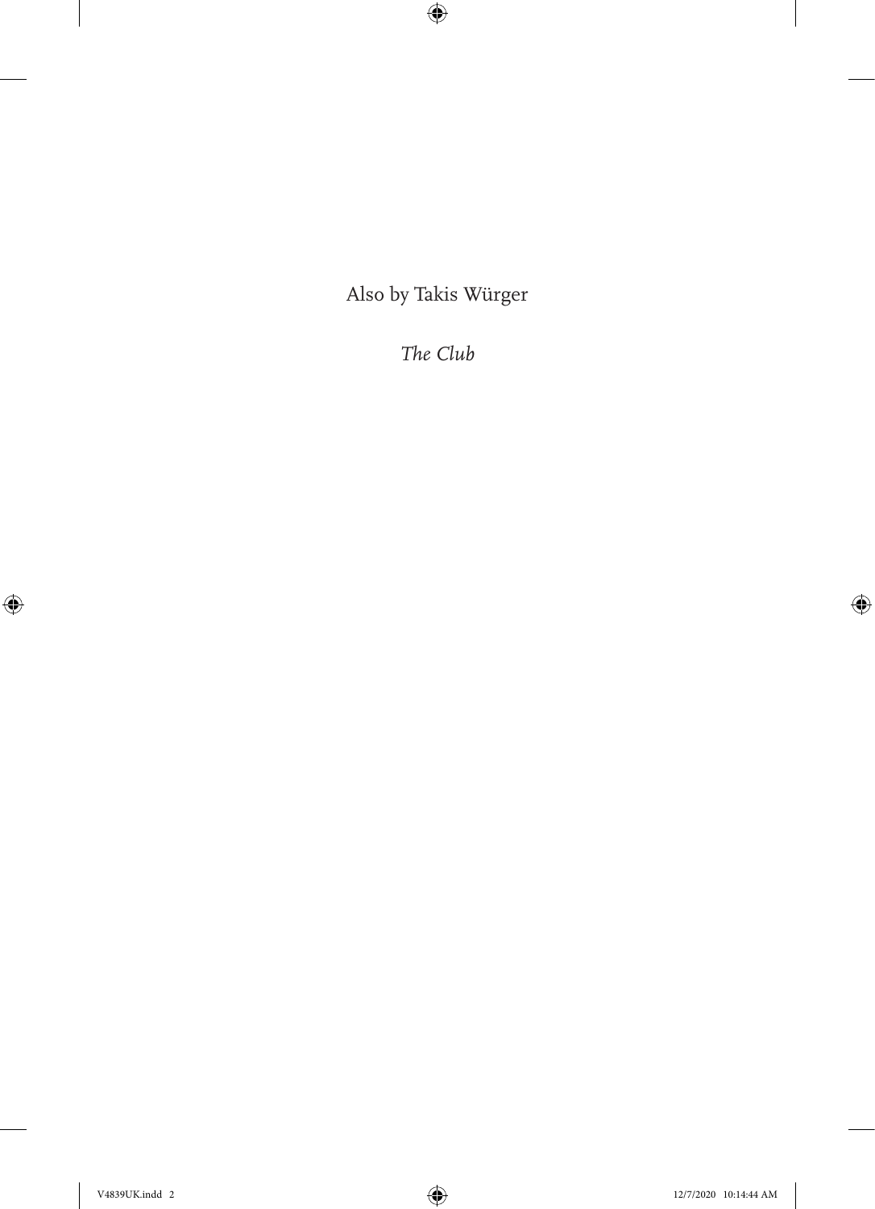Also by Takis Würger

*The Club*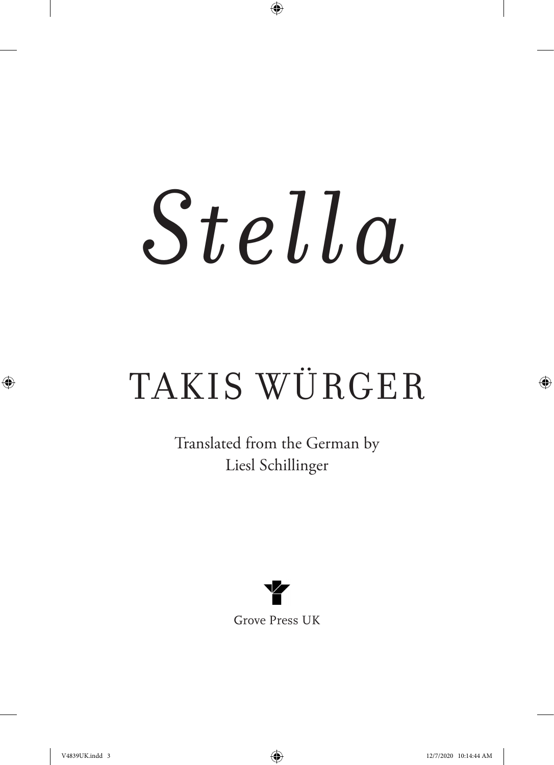# *Stella*

## TAKIS WÜRGER

Translated from the German by
Liesl Schillinger

Grove Press UK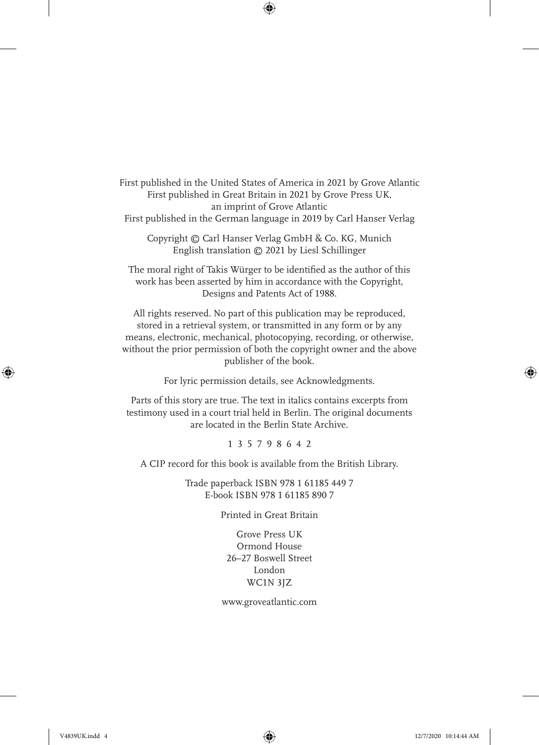First published in the United States of America in 2021 by Grove Atlantic
First published in Great Britain in 2021 by Grove Press UK,
an imprint of Grove Atlantic
First published in the German language in 2019 by Carl Hanser Verlag

Copyright © Carl Hanser Verlag GmbH & Co. KG, Munich
English translation © 2021 by Liesl Schillinger

The moral right of Takis Würger to be identified as the author of this work has been asserted by him in accordance with the Copyright, Designs and Patents Act of 1988.

All rights reserved. No part of this publication may be reproduced, stored in a retrieval system, or transmitted in any form or by any means, electronic, mechanical, photocopying, recording, or otherwise, without the prior permission of both the copyright owner and the above publisher of the book.

For lyric permission details, see Acknowledgments.

Parts of this story are true. The text in italics contains excerpts from testimony used in a court trial held in Berlin. The original documents are located in the Berlin State Archive.

1 3 5 7 9 8 6 4 2

A CIP record for this book is available from the British Library.

Trade paperback ISBN 978 1 61185 449 7
E-book ISBN 978 1 61185 890 7

Printed in Great Britain

Grove Press UK
Ormond House
26–27 Boswell Street
London
WC1N 3JZ

www.groveatlantic.com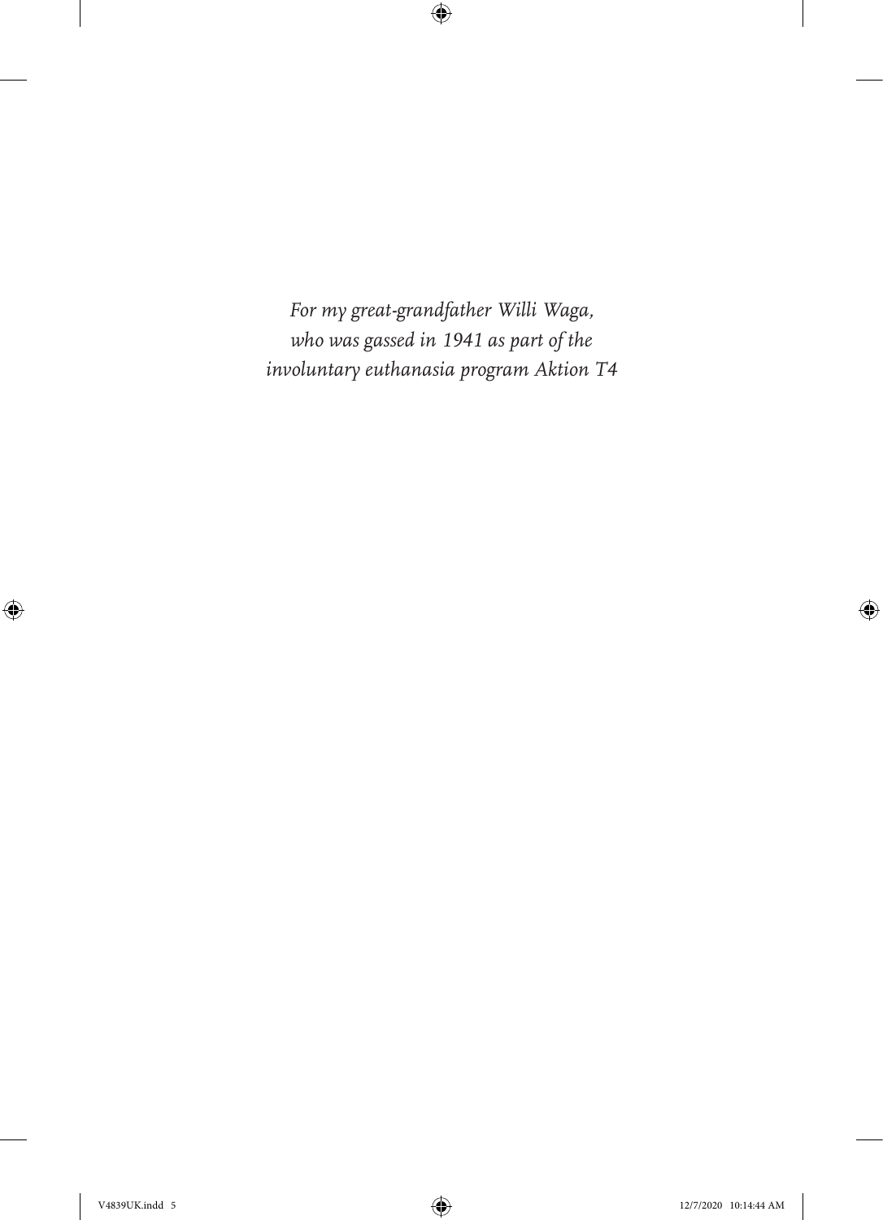*For my great-grandfather Willi Waga,*
*who was gassed in 1941 as part of the*
*involuntary euthanasia program Aktion T4*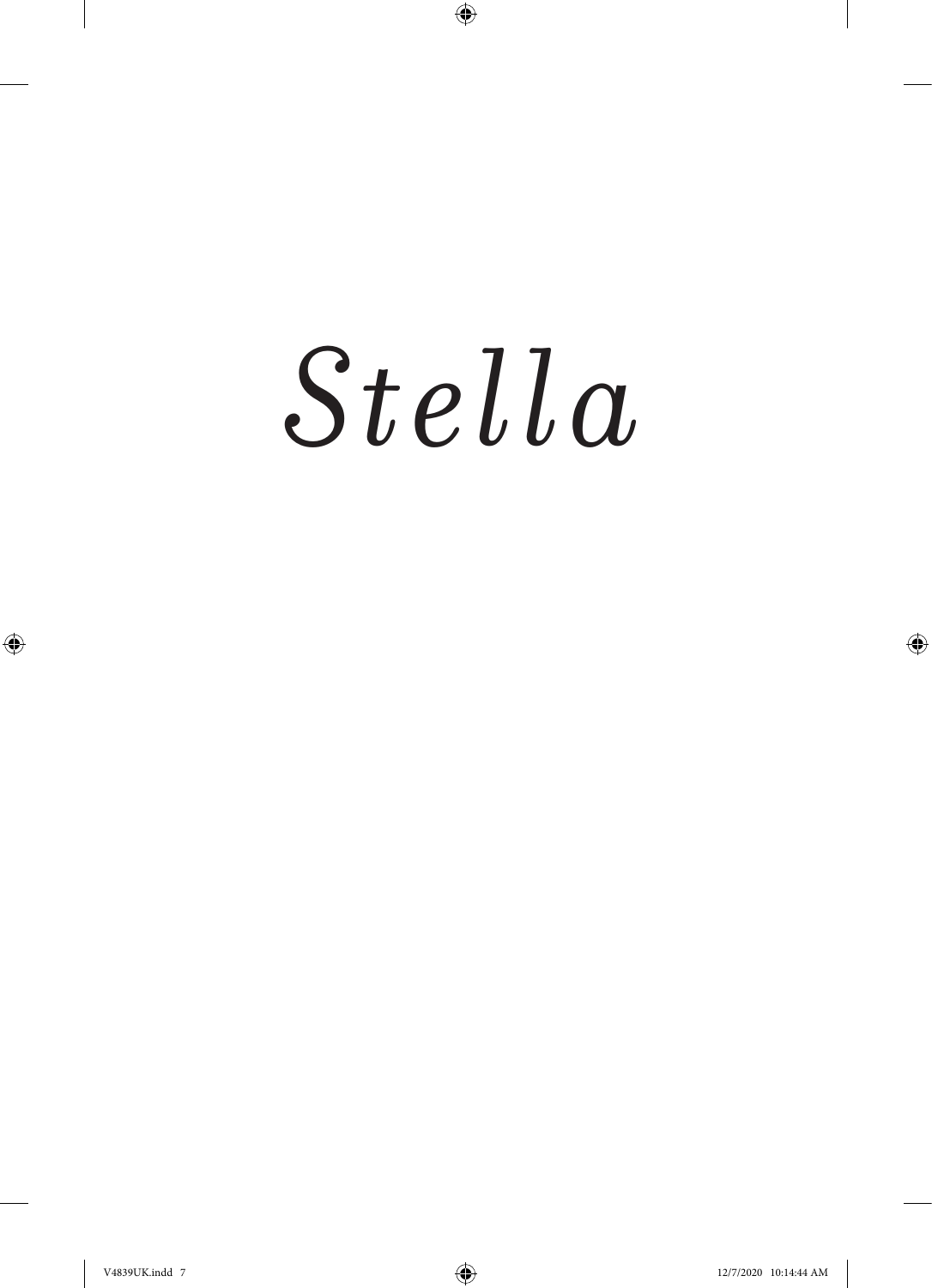# *Stella*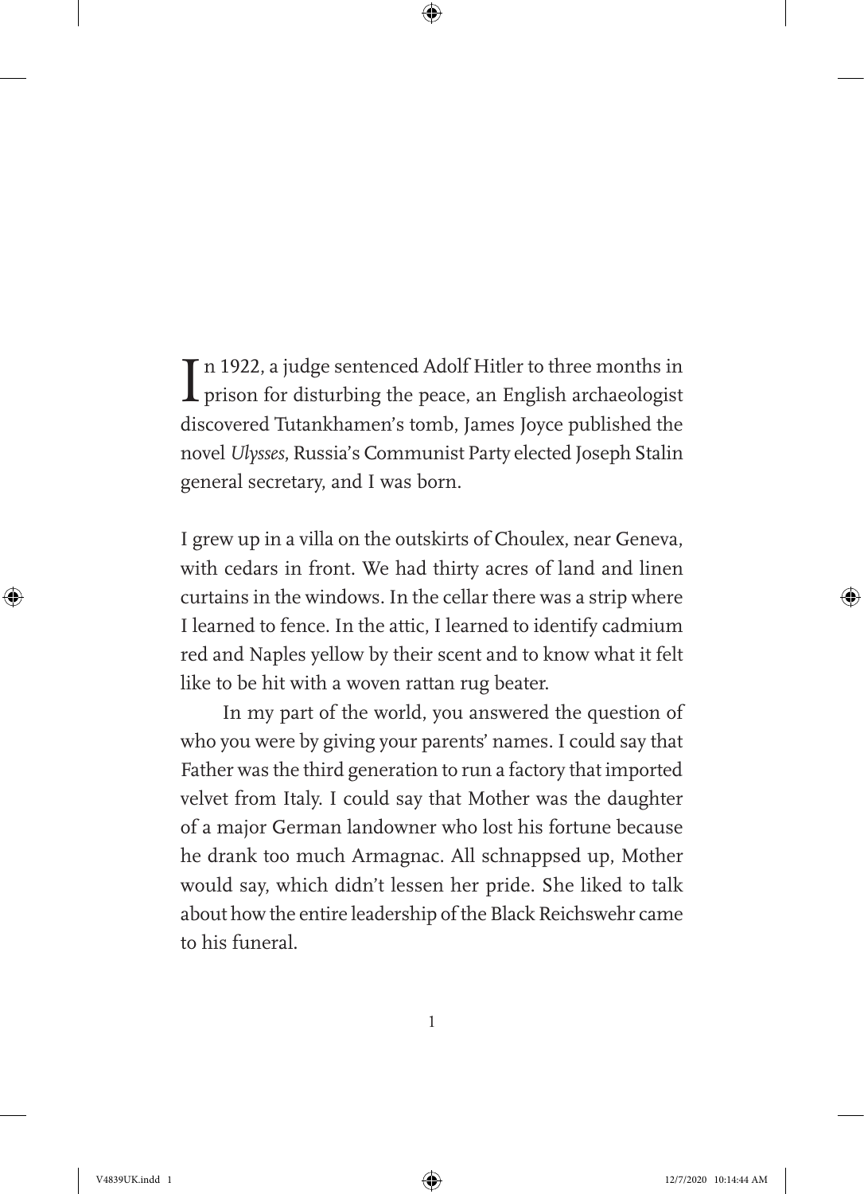In 1922, a judge sentenced Adolf Hitler to three months in prison for disturbing the peace, an English archaeologist discovered Tutankhamen's tomb, James Joyce published the novel *Ulysses*, Russia's Communist Party elected Joseph Stalin general secretary, and I was born.

I grew up in a villa on the outskirts of Choulex, near Geneva, with cedars in front. We had thirty acres of land and linen curtains in the windows. In the cellar there was a strip where I learned to fence. In the attic, I learned to identify cadmium red and Naples yellow by their scent and to know what it felt like to be hit with a woven rattan rug beater.

In my part of the world, you answered the question of who you were by giving your parents' names. I could say that Father was the third generation to run a factory that imported velvet from Italy. I could say that Mother was the daughter of a major German landowner who lost his fortune because he drank too much Armagnac. All schnappsed up, Mother would say, which didn't lessen her pride. She liked to talk about how the entire leadership of the Black Reichswehr came to his funeral.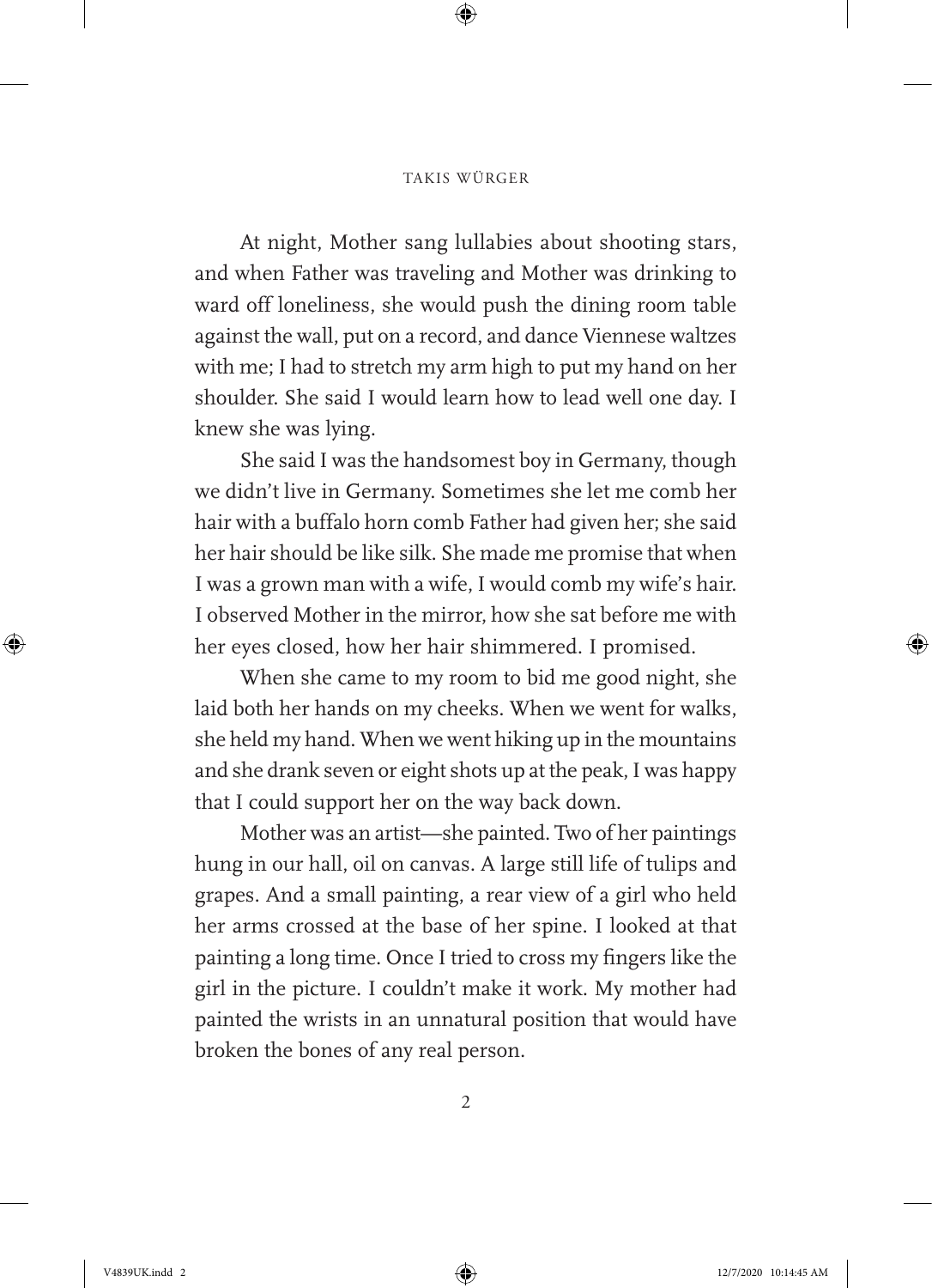At night, Mother sang lullabies about shooting stars, and when Father was traveling and Mother was drinking to ward off loneliness, she would push the dining room table against the wall, put on a record, and dance Viennese waltzes with me; I had to stretch my arm high to put my hand on her shoulder. She said I would learn how to lead well one day. I knew she was lying.

She said I was the handsomest boy in Germany, though we didn't live in Germany. Sometimes she let me comb her hair with a buffalo horn comb Father had given her; she said her hair should be like silk. She made me promise that when I was a grown man with a wife, I would comb my wife's hair. I observed Mother in the mirror, how she sat before me with her eyes closed, how her hair shimmered. I promised.

When she came to my room to bid me good night, she laid both her hands on my cheeks. When we went for walks, she held my hand. When we went hiking up in the mountains and she drank seven or eight shots up at the peak, I was happy that I could support her on the way back down.

Mother was an artist—she painted. Two of her paintings hung in our hall, oil on canvas. A large still life of tulips and grapes. And a small painting, a rear view of a girl who held her arms crossed at the base of her spine. I looked at that painting a long time. Once I tried to cross my fingers like the girl in the picture. I couldn't make it work. My mother had painted the wrists in an unnatural position that would have broken the bones of any real person.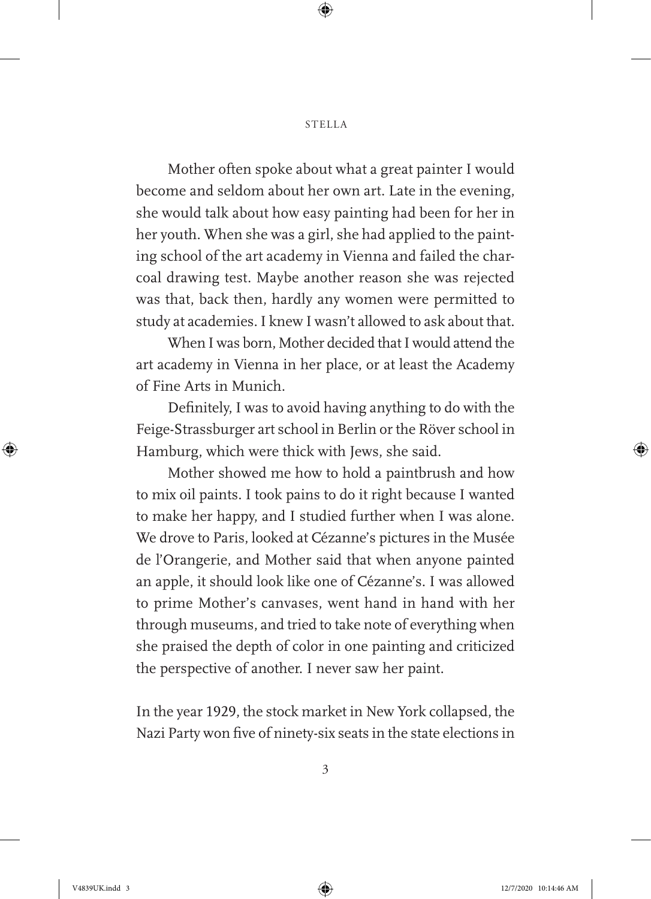Mother often spoke about what a great painter I would become and seldom about her own art. Late in the evening, she would talk about how easy painting had been for her in her youth. When she was a girl, she had applied to the painting school of the art academy in Vienna and failed the charcoal drawing test. Maybe another reason she was rejected was that, back then, hardly any women were permitted to study at academies. I knew I wasn't allowed to ask about that.

When I was born, Mother decided that I would attend the art academy in Vienna in her place, or at least the Academy of Fine Arts in Munich.

Definitely, I was to avoid having anything to do with the Feige-Strassburger art school in Berlin or the Röver school in Hamburg, which were thick with Jews, she said.

Mother showed me how to hold a paintbrush and how to mix oil paints. I took pains to do it right because I wanted to make her happy, and I studied further when I was alone. We drove to Paris, looked at Cézanne's pictures in the Musée de l'Orangerie, and Mother said that when anyone painted an apple, it should look like one of Cézanne's. I was allowed to prime Mother's canvases, went hand in hand with her through museums, and tried to take note of everything when she praised the depth of color in one painting and criticized the perspective of another. I never saw her paint.

In the year 1929, the stock market in New York collapsed, the Nazi Party won five of ninety-six seats in the state elections in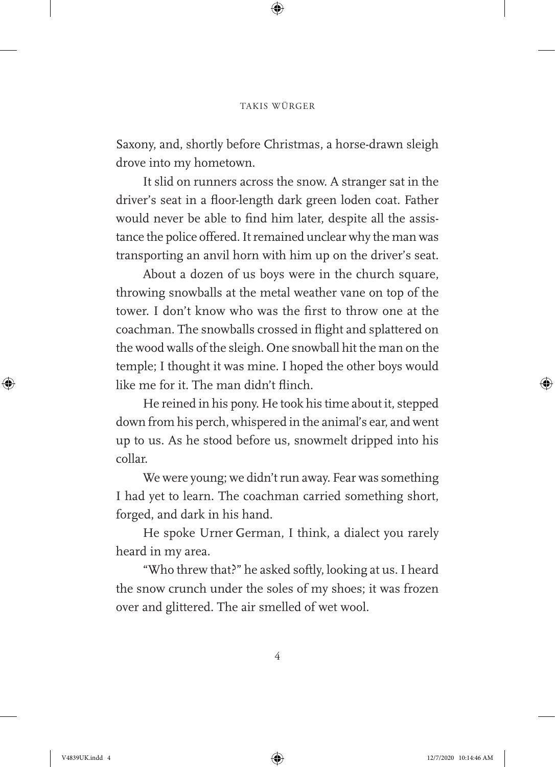Saxony, and, shortly before Christmas, a horse-drawn sleigh drove into my hometown.

It slid on runners across the snow. A stranger sat in the driver's seat in a floor-length dark green loden coat. Father would never be able to find him later, despite all the assistance the police offered. It remained unclear why the man was transporting an anvil horn with him up on the driver's seat.

About a dozen of us boys were in the church square, throwing snowballs at the metal weather vane on top of the tower. I don't know who was the first to throw one at the coachman. The snowballs crossed in flight and splattered on the wood walls of the sleigh. One snowball hit the man on the temple; I thought it was mine. I hoped the other boys would like me for it. The man didn't flinch.

He reined in his pony. He took his time about it, stepped down from his perch, whispered in the animal's ear, and went up to us. As he stood before us, snowmelt dripped into his collar.

We were young; we didn't run away. Fear was something I had yet to learn. The coachman carried something short, forged, and dark in his hand.

He spoke Urner German, I think, a dialect you rarely heard in my area.

"Who threw that?" he asked softly, looking at us. I heard the snow crunch under the soles of my shoes; it was frozen over and glittered. The air smelled of wet wool.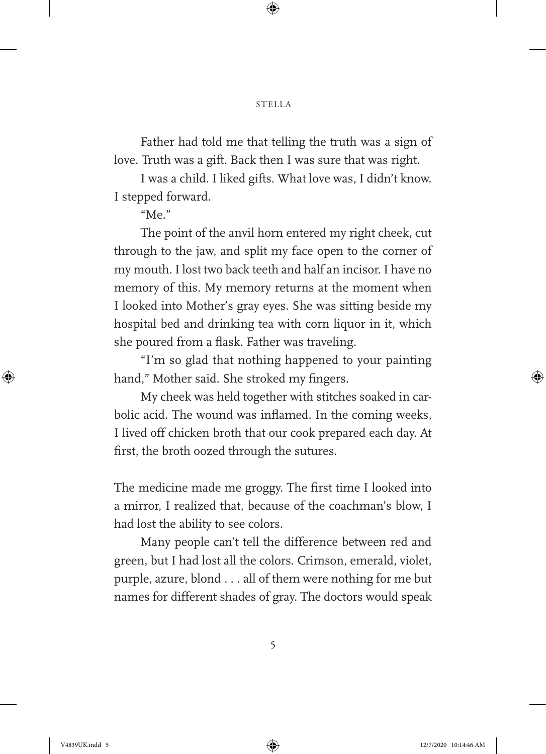Father had told me that telling the truth was a sign of love. Truth was a gift. Back then I was sure that was right.

I was a child. I liked gifts. What love was, I didn't know. I stepped forward.

"Me."

The point of the anvil horn entered my right cheek, cut through to the jaw, and split my face open to the corner of my mouth. I lost two back teeth and half an incisor. I have no memory of this. My memory returns at the moment when I looked into Mother's gray eyes. She was sitting beside my hospital bed and drinking tea with corn liquor in it, which she poured from a flask. Father was traveling.

"I'm so glad that nothing happened to your painting hand," Mother said. She stroked my fingers.

My cheek was held together with stitches soaked in carbolic acid. The wound was inflamed. In the coming weeks, I lived off chicken broth that our cook prepared each day. At first, the broth oozed through the sutures.

The medicine made me groggy. The first time I looked into a mirror, I realized that, because of the coachman's blow, I had lost the ability to see colors.

Many people can't tell the difference between red and green, but I had lost all the colors. Crimson, emerald, violet, purple, azure, blond . . . all of them were nothing for me but names for different shades of gray. The doctors would speak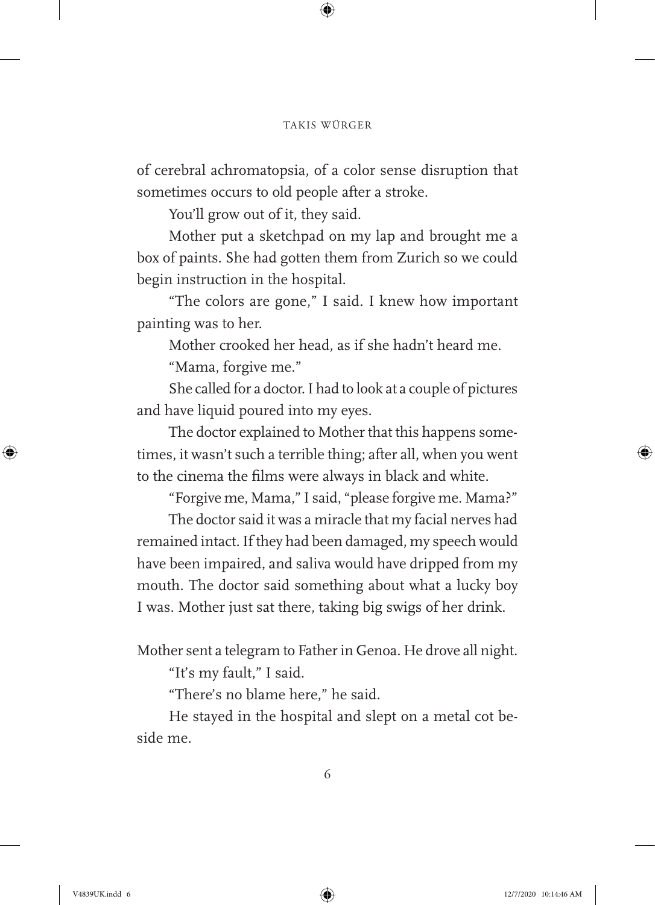of cerebral achromatopsia, of a color sense disruption that sometimes occurs to old people after a stroke.

You'll grow out of it, they said.

Mother put a sketchpad on my lap and brought me a box of paints. She had gotten them from Zurich so we could begin instruction in the hospital.

"The colors are gone," I said. I knew how important painting was to her.

Mother crooked her head, as if she hadn't heard me.

"Mama, forgive me."

She called for a doctor. I had to look at a couple of pictures and have liquid poured into my eyes.

The doctor explained to Mother that this happens sometimes, it wasn't such a terrible thing; after all, when you went to the cinema the films were always in black and white.

"Forgive me, Mama," I said, "please forgive me. Mama?"

The doctor said it was a miracle that my facial nerves had remained intact. If they had been damaged, my speech would have been impaired, and saliva would have dripped from my mouth. The doctor said something about what a lucky boy I was. Mother just sat there, taking big swigs of her drink.

Mother sent a telegram to Father in Genoa. He drove all night.

"It's my fault," I said.

"There's no blame here," he said.

He stayed in the hospital and slept on a metal cot beside me.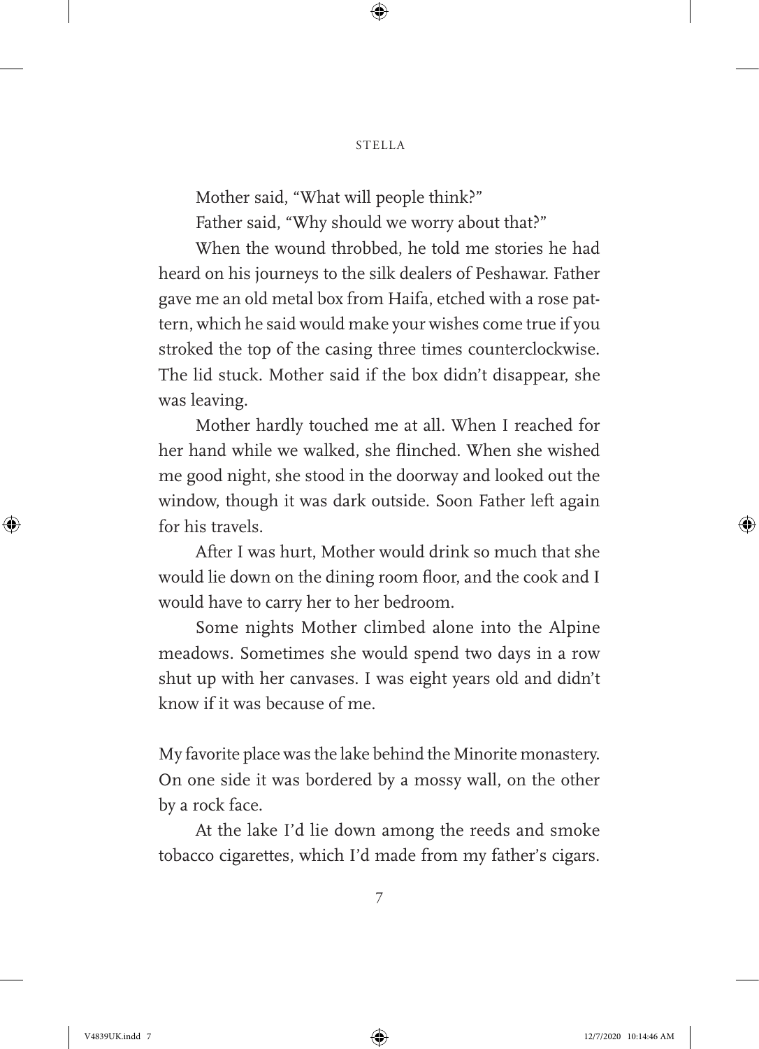Mother said, "What will people think?"

Father said, "Why should we worry about that?"

When the wound throbbed, he told me stories he had heard on his journeys to the silk dealers of Peshawar. Father gave me an old metal box from Haifa, etched with a rose pattern, which he said would make your wishes come true if you stroked the top of the casing three times counterclockwise. The lid stuck. Mother said if the box didn't disappear, she was leaving.

Mother hardly touched me at all. When I reached for her hand while we walked, she flinched. When she wished me good night, she stood in the doorway and looked out the window, though it was dark outside. Soon Father left again for his travels.

After I was hurt, Mother would drink so much that she would lie down on the dining room floor, and the cook and I would have to carry her to her bedroom.

Some nights Mother climbed alone into the Alpine meadows. Sometimes she would spend two days in a row shut up with her canvases. I was eight years old and didn't know if it was because of me.

My favorite place was the lake behind the Minorite monastery. On one side it was bordered by a mossy wall, on the other by a rock face.

At the lake I'd lie down among the reeds and smoke tobacco cigarettes, which I'd made from my father's cigars.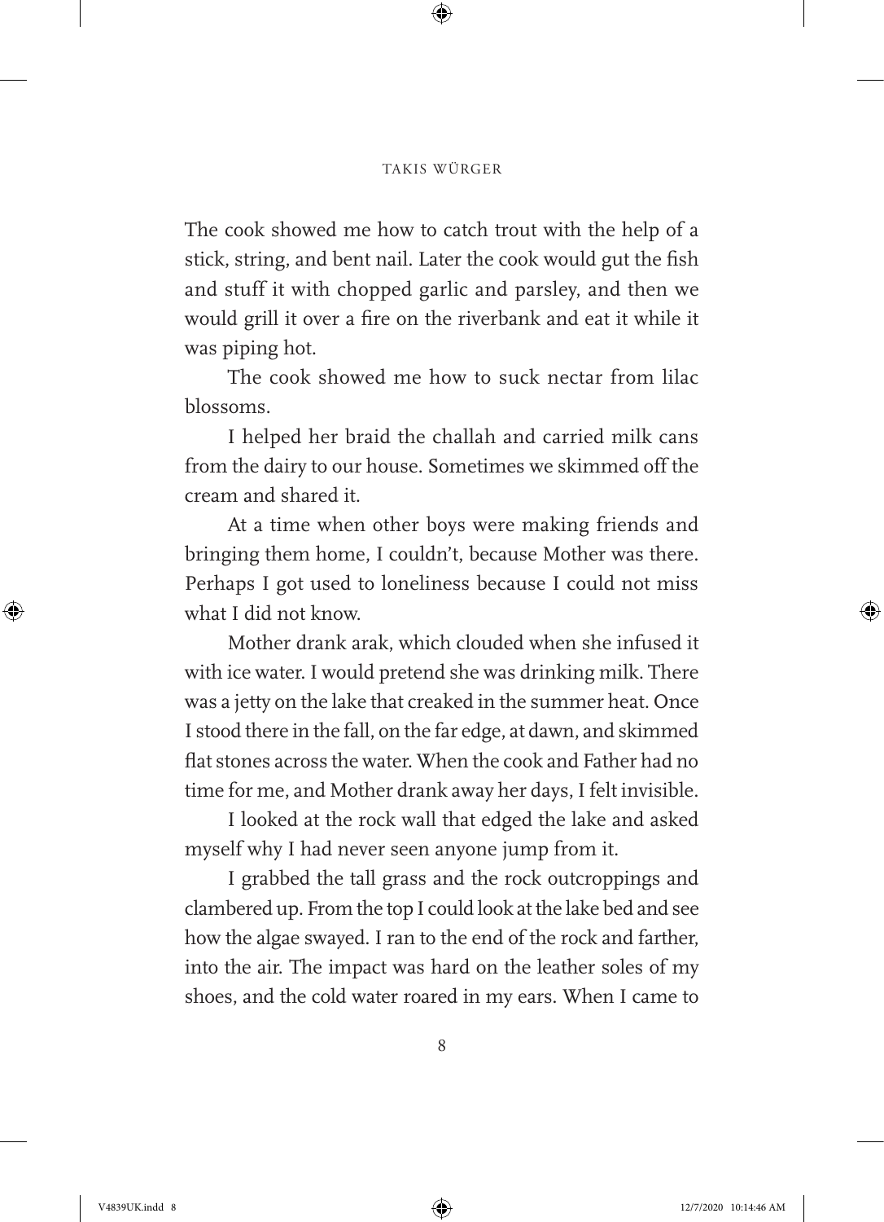The cook showed me how to catch trout with the help of a stick, string, and bent nail. Later the cook would gut the fish and stuff it with chopped garlic and parsley, and then we would grill it over a fire on the riverbank and eat it while it was piping hot.

The cook showed me how to suck nectar from lilac blossoms.

I helped her braid the challah and carried milk cans from the dairy to our house. Sometimes we skimmed off the cream and shared it.

At a time when other boys were making friends and bringing them home, I couldn't, because Mother was there. Perhaps I got used to loneliness because I could not miss what I did not know.

Mother drank arak, which clouded when she infused it with ice water. I would pretend she was drinking milk. There was a jetty on the lake that creaked in the summer heat. Once I stood there in the fall, on the far edge, at dawn, and skimmed flat stones across the water. When the cook and Father had no time for me, and Mother drank away her days, I felt invisible.

I looked at the rock wall that edged the lake and asked myself why I had never seen anyone jump from it.

I grabbed the tall grass and the rock outcroppings and clambered up. From the top I could look at the lake bed and see how the algae swayed. I ran to the end of the rock and farther, into the air. The impact was hard on the leather soles of my shoes, and the cold water roared in my ears. When I came to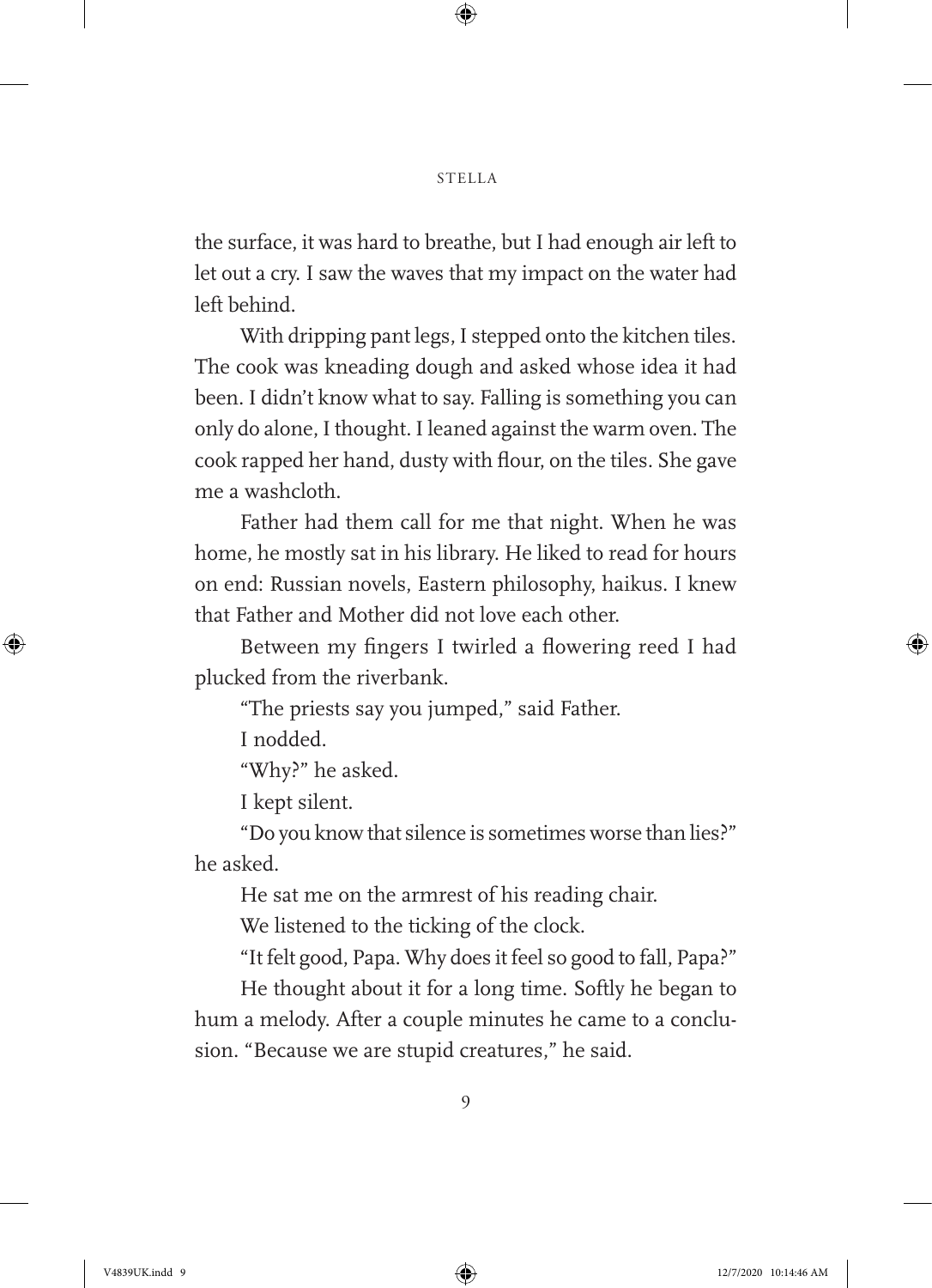the surface, it was hard to breathe, but I had enough air left to let out a cry. I saw the waves that my impact on the water had left behind.

With dripping pant legs, I stepped onto the kitchen tiles. The cook was kneading dough and asked whose idea it had been. I didn't know what to say. Falling is something you can only do alone, I thought. I leaned against the warm oven. The cook rapped her hand, dusty with flour, on the tiles. She gave me a washcloth.

Father had them call for me that night. When he was home, he mostly sat in his library. He liked to read for hours on end: Russian novels, Eastern philosophy, haikus. I knew that Father and Mother did not love each other.

Between my fingers I twirled a flowering reed I had plucked from the riverbank.

"The priests say you jumped," said Father.

I nodded.

"Why?" he asked.

I kept silent.

"Do you know that silence is sometimes worse than lies?" he asked.

He sat me on the armrest of his reading chair.

We listened to the ticking of the clock.

"It felt good, Papa. Why does it feel so good to fall, Papa?"

He thought about it for a long time. Softly he began to hum a melody. After a couple minutes he came to a conclusion. "Because we are stupid creatures," he said.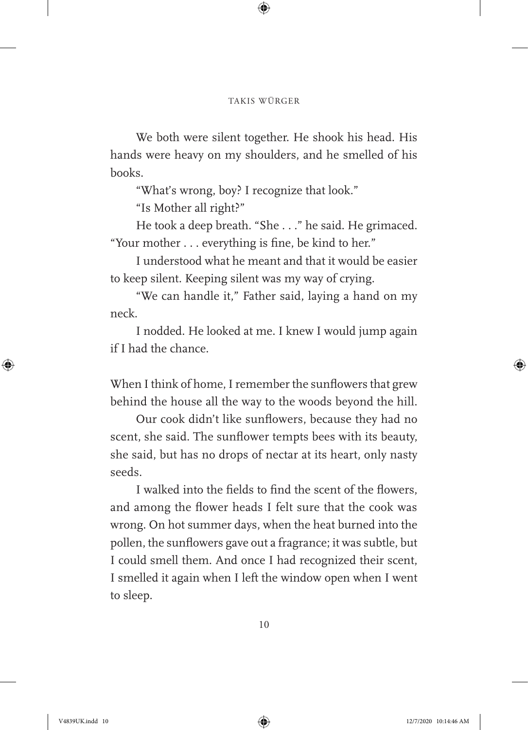We both were silent together. He shook his head. His hands were heavy on my shoulders, and he smelled of his books.

"What's wrong, boy? I recognize that look."

"Is Mother all right?"

He took a deep breath. "She . . ." he said. He grimaced. "Your mother . . . everything is fine, be kind to her."

I understood what he meant and that it would be easier to keep silent. Keeping silent was my way of crying.

"We can handle it," Father said, laying a hand on my neck.

I nodded. He looked at me. I knew I would jump again if I had the chance.

When I think of home, I remember the sunflowers that grew behind the house all the way to the woods beyond the hill.

Our cook didn't like sunflowers, because they had no scent, she said. The sunflower tempts bees with its beauty, she said, but has no drops of nectar at its heart, only nasty seeds.

I walked into the fields to find the scent of the flowers, and among the flower heads I felt sure that the cook was wrong. On hot summer days, when the heat burned into the pollen, the sunflowers gave out a fragrance; it was subtle, but I could smell them. And once I had recognized their scent, I smelled it again when I left the window open when I went to sleep.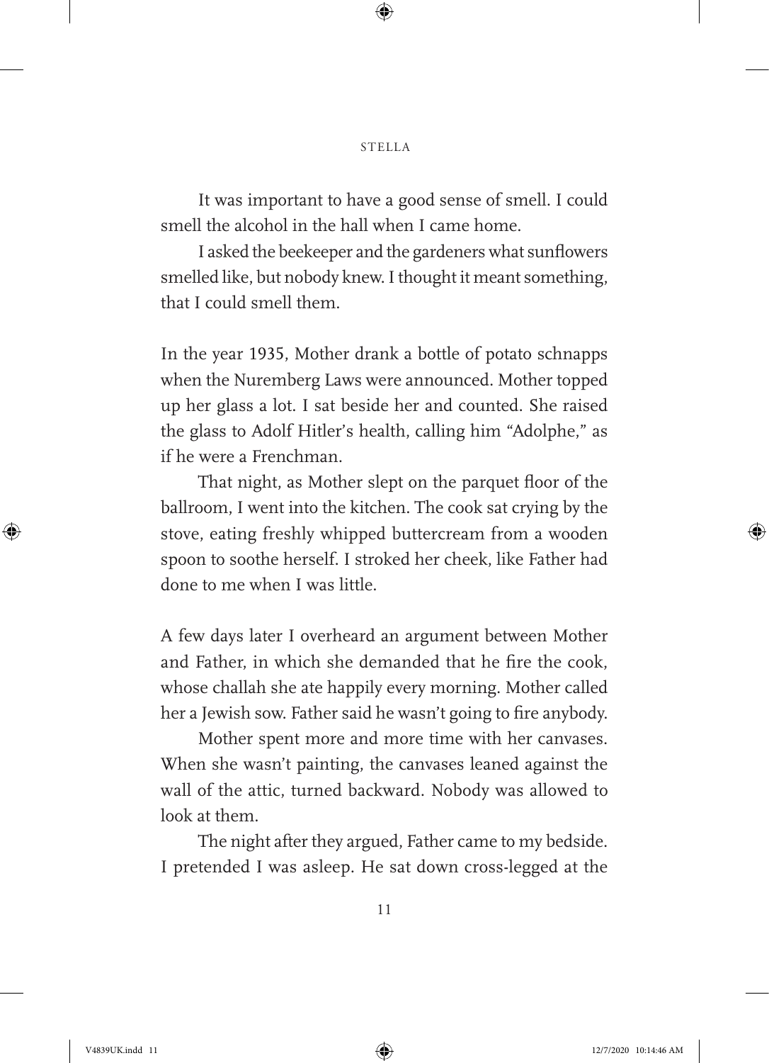It was important to have a good sense of smell. I could smell the alcohol in the hall when I came home.

I asked the beekeeper and the gardeners what sunflowers smelled like, but nobody knew. I thought it meant something, that I could smell them.

In the year 1935, Mother drank a bottle of potato schnapps when the Nuremberg Laws were announced. Mother topped up her glass a lot. I sat beside her and counted. She raised the glass to Adolf Hitler's health, calling him "Adolphe," as if he were a Frenchman.

That night, as Mother slept on the parquet floor of the ballroom, I went into the kitchen. The cook sat crying by the stove, eating freshly whipped buttercream from a wooden spoon to soothe herself. I stroked her cheek, like Father had done to me when I was little.

A few days later I overheard an argument between Mother and Father, in which she demanded that he fire the cook, whose challah she ate happily every morning. Mother called her a Jewish sow. Father said he wasn't going to fire anybody.

Mother spent more and more time with her canvases. When she wasn't painting, the canvases leaned against the wall of the attic, turned backward. Nobody was allowed to look at them.

The night after they argued, Father came to my bedside. I pretended I was asleep. He sat down cross-legged at the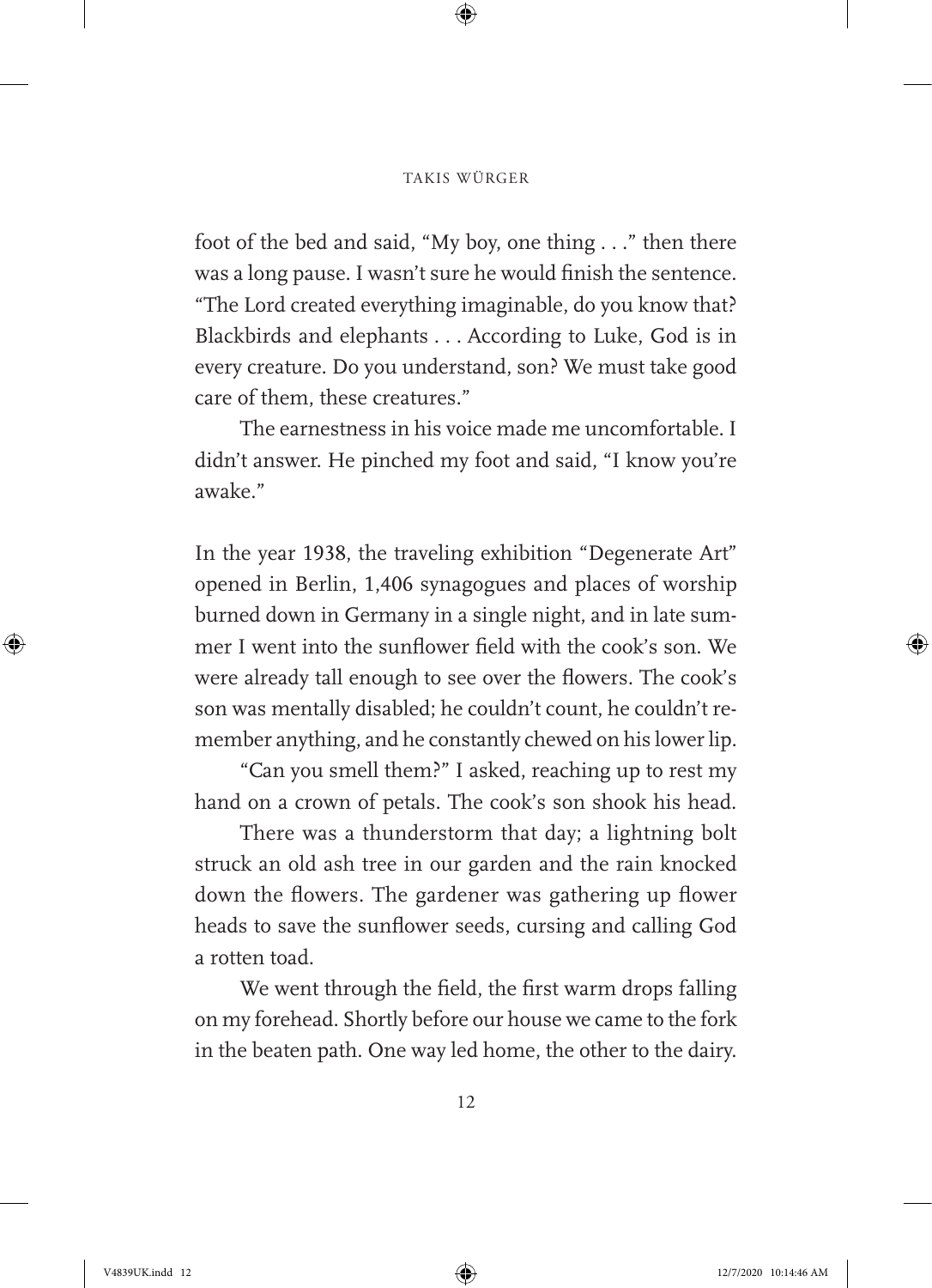foot of the bed and said, "My boy, one thing . . ." then there was a long pause. I wasn't sure he would finish the sentence. "The Lord created everything imaginable, do you know that? Blackbirds and elephants . . . According to Luke, God is in every creature. Do you understand, son? We must take good care of them, these creatures."

The earnestness in his voice made me uncomfortable. I didn't answer. He pinched my foot and said, "I know you're awake."

In the year 1938, the traveling exhibition "Degenerate Art" opened in Berlin, 1,406 synagogues and places of worship burned down in Germany in a single night, and in late summer I went into the sunflower field with the cook's son. We were already tall enough to see over the flowers. The cook's son was mentally disabled; he couldn't count, he couldn't remember anything, and he constantly chewed on his lower lip.

"Can you smell them?" I asked, reaching up to rest my hand on a crown of petals. The cook's son shook his head.

There was a thunderstorm that day; a lightning bolt struck an old ash tree in our garden and the rain knocked down the flowers. The gardener was gathering up flower heads to save the sunflower seeds, cursing and calling God a rotten toad.

We went through the field, the first warm drops falling on my forehead. Shortly before our house we came to the fork in the beaten path. One way led home, the other to the dairy.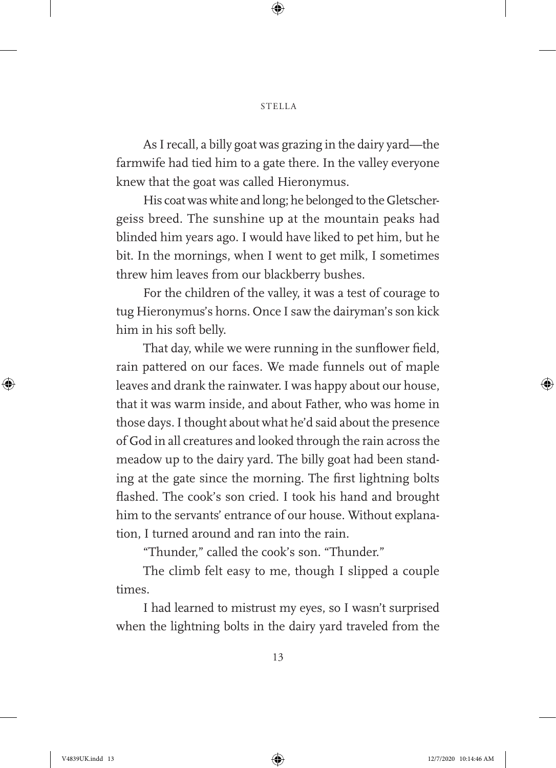As I recall, a billy goat was grazing in the dairy yard—the farmwife had tied him to a gate there. In the valley everyone knew that the goat was called Hieronymus.

His coat was white and long; he belonged to the Gletschergeiss breed. The sunshine up at the mountain peaks had blinded him years ago. I would have liked to pet him, but he bit. In the mornings, when I went to get milk, I sometimes threw him leaves from our blackberry bushes.

For the children of the valley, it was a test of courage to tug Hieronymus's horns. Once I saw the dairyman's son kick him in his soft belly.

That day, while we were running in the sunflower field, rain pattered on our faces. We made funnels out of maple leaves and drank the rainwater. I was happy about our house, that it was warm inside, and about Father, who was home in those days. I thought about what he'd said about the presence of God in all creatures and looked through the rain across the meadow up to the dairy yard. The billy goat had been standing at the gate since the morning. The first lightning bolts flashed. The cook's son cried. I took his hand and brought him to the servants' entrance of our house. Without explanation, I turned around and ran into the rain.

"Thunder," called the cook's son. "Thunder."

The climb felt easy to me, though I slipped a couple times.

I had learned to mistrust my eyes, so I wasn't surprised when the lightning bolts in the dairy yard traveled from the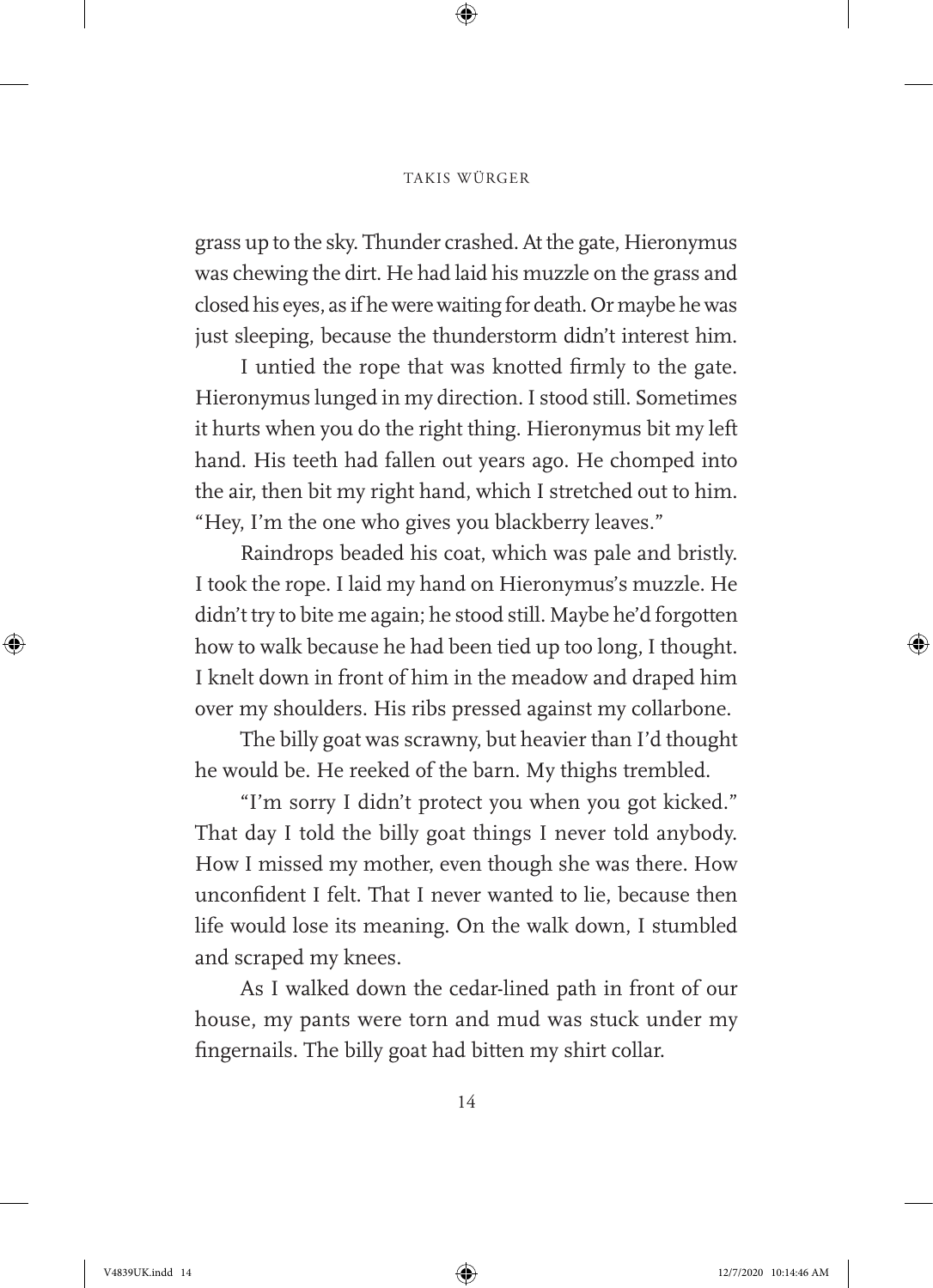grass up to the sky. Thunder crashed. At the gate, Hieronymus was chewing the dirt. He had laid his muzzle on the grass and closed his eyes, as if he were waiting for death. Or maybe he was just sleeping, because the thunderstorm didn't interest him.

I untied the rope that was knotted firmly to the gate. Hieronymus lunged in my direction. I stood still. Sometimes it hurts when you do the right thing. Hieronymus bit my left hand. His teeth had fallen out years ago. He chomped into the air, then bit my right hand, which I stretched out to him. "Hey, I'm the one who gives you blackberry leaves."

Raindrops beaded his coat, which was pale and bristly. I took the rope. I laid my hand on Hieronymus's muzzle. He didn't try to bite me again; he stood still. Maybe he'd forgotten how to walk because he had been tied up too long, I thought. I knelt down in front of him in the meadow and draped him over my shoulders. His ribs pressed against my collarbone.

The billy goat was scrawny, but heavier than I'd thought he would be. He reeked of the barn. My thighs trembled.

"I'm sorry I didn't protect you when you got kicked." That day I told the billy goat things I never told anybody. How I missed my mother, even though she was there. How unconfident I felt. That I never wanted to lie, because then life would lose its meaning. On the walk down, I stumbled and scraped my knees.

As I walked down the cedar-lined path in front of our house, my pants were torn and mud was stuck under my fingernails. The billy goat had bitten my shirt collar.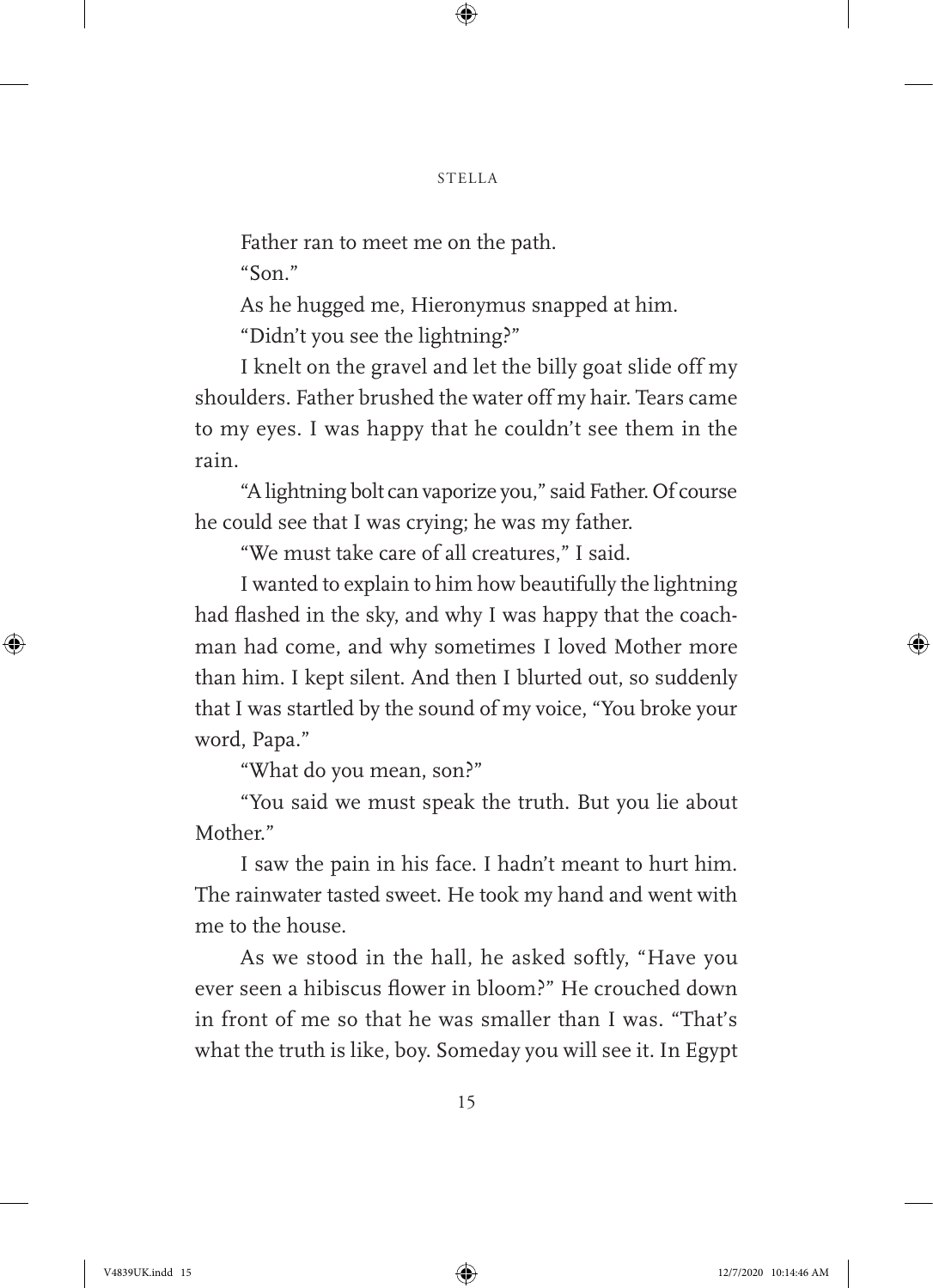Father ran to meet me on the path.

"Son."

As he hugged me, Hieronymus snapped at him.

"Didn't you see the lightning?"

I knelt on the gravel and let the billy goat slide off my shoulders. Father brushed the water off my hair. Tears came to my eyes. I was happy that he couldn't see them in the rain.

"A lightning bolt can vaporize you," said Father. Of course he could see that I was crying; he was my father.

"We must take care of all creatures," I said.

I wanted to explain to him how beautifully the lightning had flashed in the sky, and why I was happy that the coachman had come, and why sometimes I loved Mother more than him. I kept silent. And then I blurted out, so suddenly that I was startled by the sound of my voice, "You broke your word, Papa."

"What do you mean, son?"

"You said we must speak the truth. But you lie about Mother."

I saw the pain in his face. I hadn't meant to hurt him. The rainwater tasted sweet. He took my hand and went with me to the house.

As we stood in the hall, he asked softly, "Have you ever seen a hibiscus flower in bloom?" He crouched down in front of me so that he was smaller than I was. "That's what the truth is like, boy. Someday you will see it. In Egypt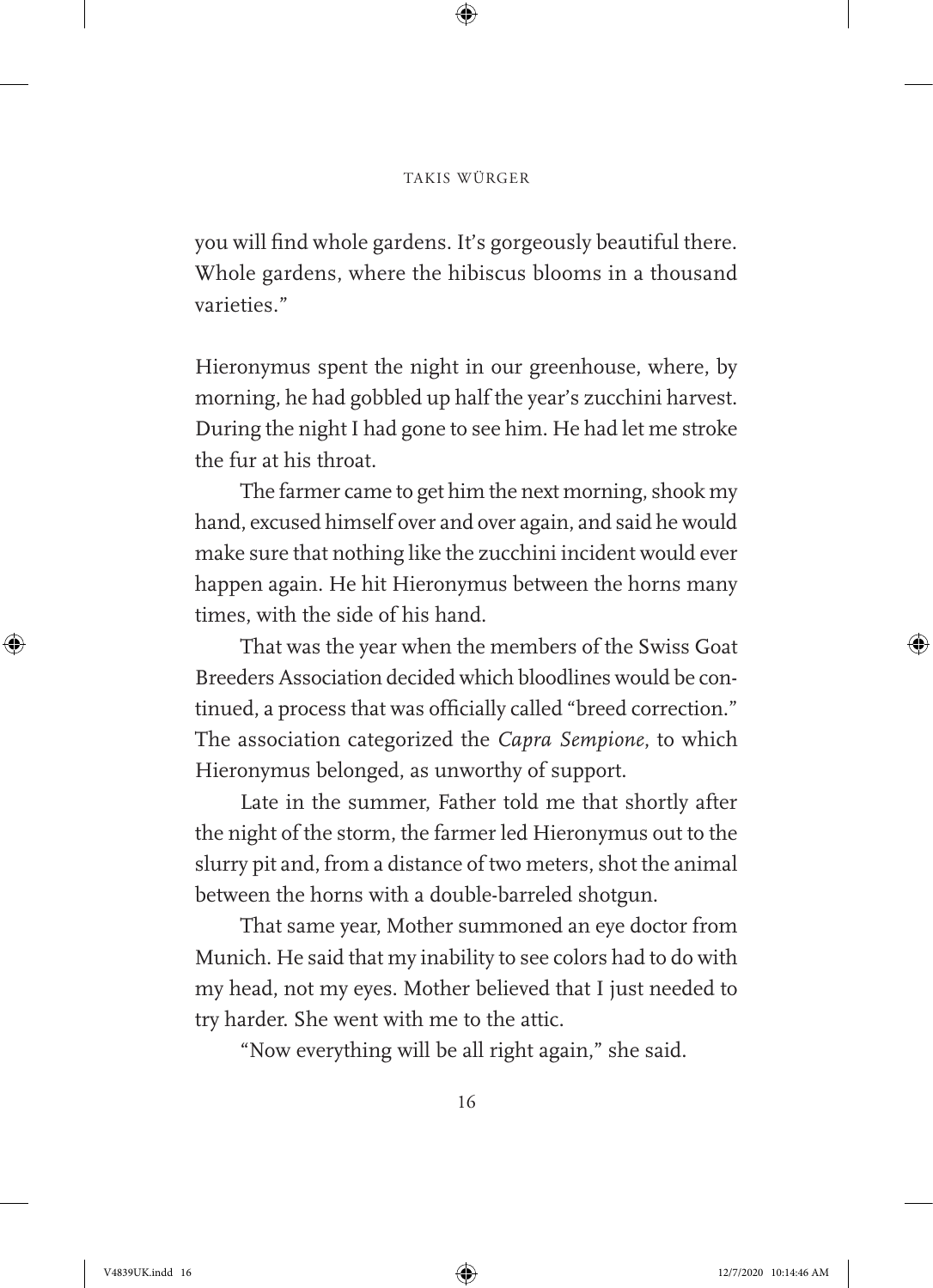you will find whole gardens. It's gorgeously beautiful there. Whole gardens, where the hibiscus blooms in a thousand varieties."

Hieronymus spent the night in our greenhouse, where, by morning, he had gobbled up half the year's zucchini harvest. During the night I had gone to see him. He had let me stroke the fur at his throat.

The farmer came to get him the next morning, shook my hand, excused himself over and over again, and said he would make sure that nothing like the zucchini incident would ever happen again. He hit Hieronymus between the horns many times, with the side of his hand.

That was the year when the members of the Swiss Goat Breeders Association decided which bloodlines would be continued, a process that was officially called "breed correction." The association categorized the *Capra Sempione*, to which Hieronymus belonged, as unworthy of support.

Late in the summer, Father told me that shortly after the night of the storm, the farmer led Hieronymus out to the slurry pit and, from a distance of two meters, shot the animal between the horns with a double-barreled shotgun.

That same year, Mother summoned an eye doctor from Munich. He said that my inability to see colors had to do with my head, not my eyes. Mother believed that I just needed to try harder. She went with me to the attic.

"Now everything will be all right again," she said.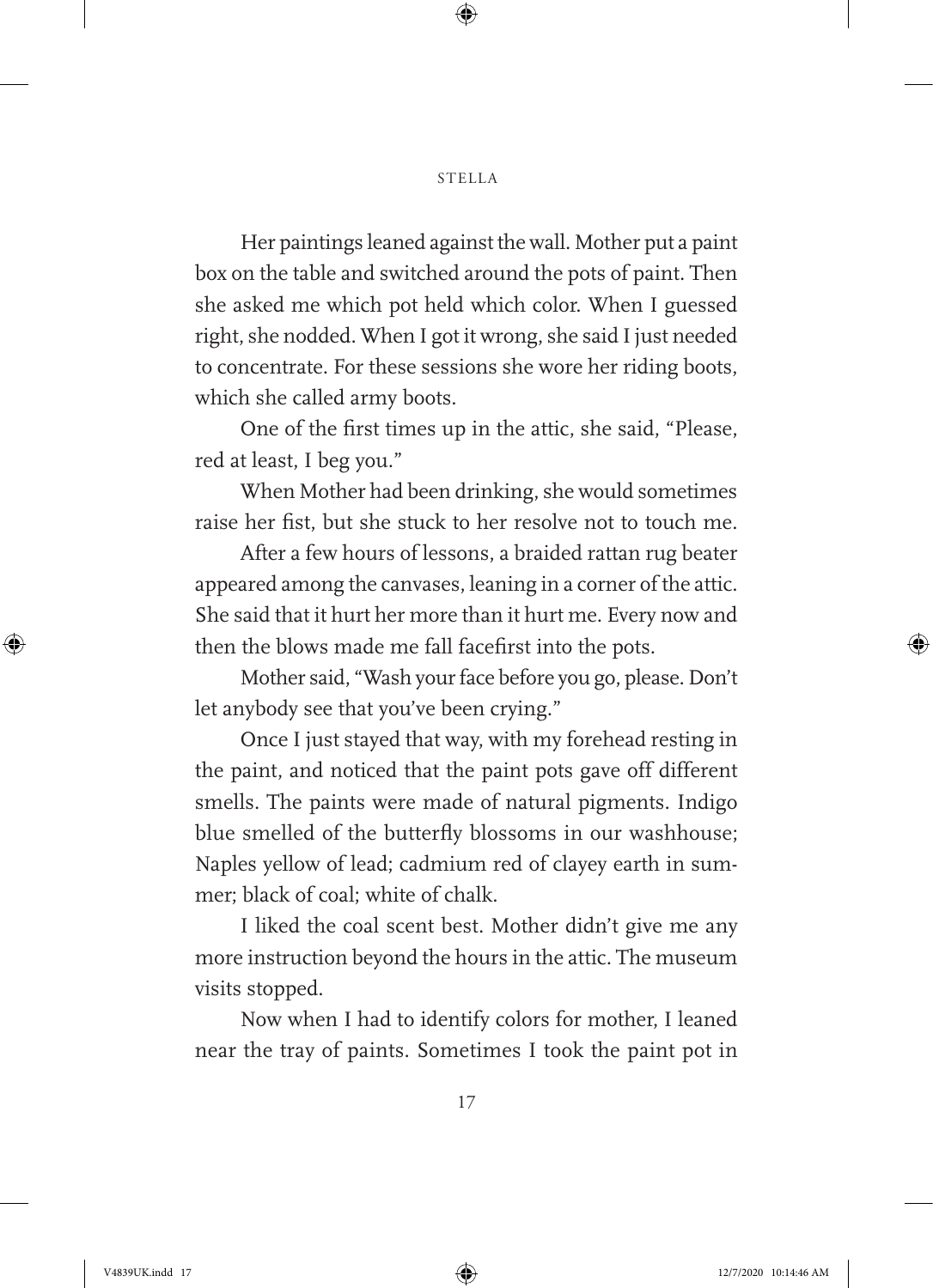Her paintings leaned against the wall. Mother put a paint box on the table and switched around the pots of paint. Then she asked me which pot held which color. When I guessed right, she nodded. When I got it wrong, she said I just needed to concentrate. For these sessions she wore her riding boots, which she called army boots.

One of the first times up in the attic, she said, "Please, red at least, I beg you."

When Mother had been drinking, she would sometimes raise her fist, but she stuck to her resolve not to touch me.

After a few hours of lessons, a braided rattan rug beater appeared among the canvases, leaning in a corner of the attic. She said that it hurt her more than it hurt me. Every now and then the blows made me fall facefirst into the pots.

Mother said, "Wash your face before you go, please. Don't let anybody see that you've been crying."

Once I just stayed that way, with my forehead resting in the paint, and noticed that the paint pots gave off different smells. The paints were made of natural pigments. Indigo blue smelled of the butterfly blossoms in our washhouse; Naples yellow of lead; cadmium red of clayey earth in summer; black of coal; white of chalk.

I liked the coal scent best. Mother didn't give me any more instruction beyond the hours in the attic. The museum visits stopped.

Now when I had to identify colors for mother, I leaned near the tray of paints. Sometimes I took the paint pot in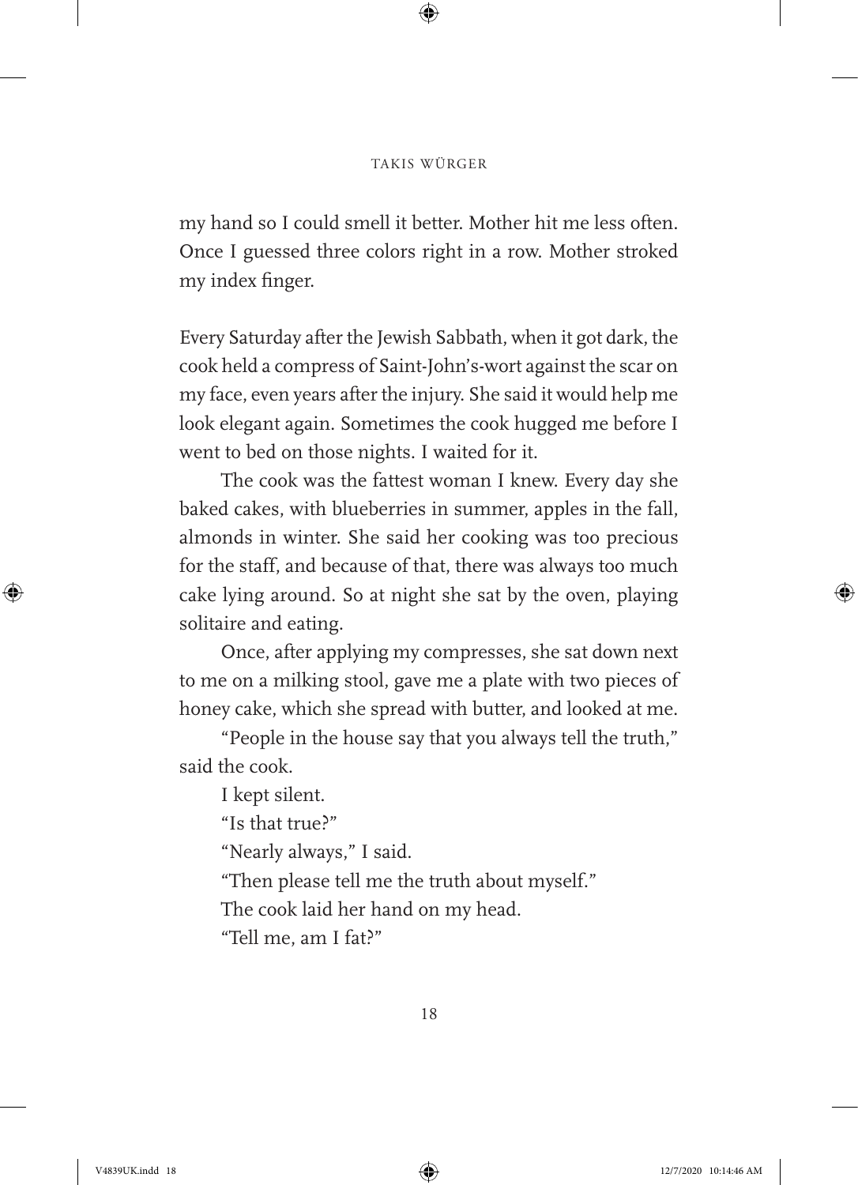my hand so I could smell it better. Mother hit me less often. Once I guessed three colors right in a row. Mother stroked my index finger.

Every Saturday after the Jewish Sabbath, when it got dark, the cook held a compress of Saint-John's-wort against the scar on my face, even years after the injury. She said it would help me look elegant again. Sometimes the cook hugged me before I went to bed on those nights. I waited for it.

The cook was the fattest woman I knew. Every day she baked cakes, with blueberries in summer, apples in the fall, almonds in winter. She said her cooking was too precious for the staff, and because of that, there was always too much cake lying around. So at night she sat by the oven, playing solitaire and eating.

Once, after applying my compresses, she sat down next to me on a milking stool, gave me a plate with two pieces of honey cake, which she spread with butter, and looked at me.

"People in the house say that you always tell the truth," said the cook.

I kept silent.

"Is that true?"

"Nearly always," I said.

"Then please tell me the truth about myself."

The cook laid her hand on my head.

"Tell me, am I fat?"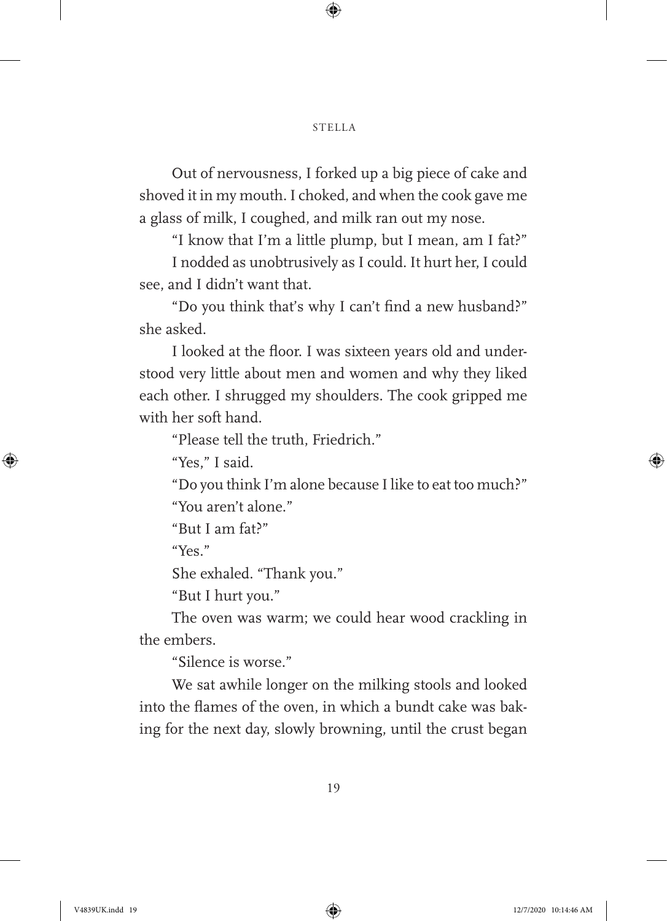Out of nervousness, I forked up a big piece of cake and shoved it in my mouth. I choked, and when the cook gave me a glass of milk, I coughed, and milk ran out my nose.

"I know that I'm a little plump, but I mean, am I fat?"

I nodded as unobtrusively as I could. It hurt her, I could see, and I didn't want that.

"Do you think that's why I can't find a new husband?" she asked.

I looked at the floor. I was sixteen years old and understood very little about men and women and why they liked each other. I shrugged my shoulders. The cook gripped me with her soft hand.

"Please tell the truth, Friedrich."

"Yes," I said.

"Do you think I'm alone because I like to eat too much?"

"You aren't alone."

"But I am fat?"

"Yes."

She exhaled. "Thank you."

"But I hurt you."

The oven was warm; we could hear wood crackling in the embers.

"Silence is worse."

We sat awhile longer on the milking stools and looked into the flames of the oven, in which a bundt cake was baking for the next day, slowly browning, until the crust began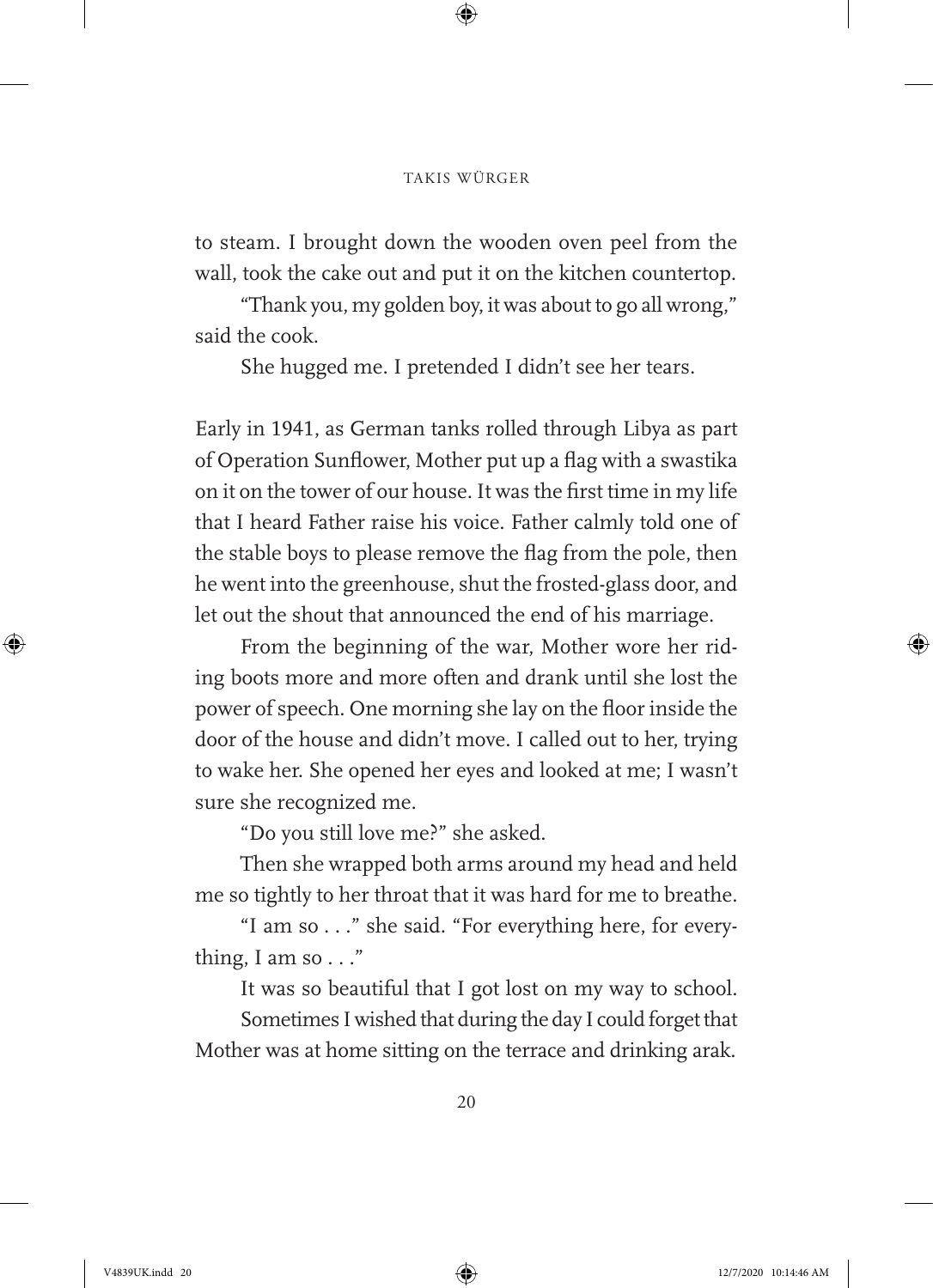to steam. I brought down the wooden oven peel from the wall, took the cake out and put it on the kitchen countertop.

"Thank you, my golden boy, it was about to go all wrong," said the cook.

She hugged me. I pretended I didn't see her tears.

Early in 1941, as German tanks rolled through Libya as part of Operation Sunflower, Mother put up a flag with a swastika on it on the tower of our house. It was the first time in my life that I heard Father raise his voice. Father calmly told one of the stable boys to please remove the flag from the pole, then he went into the greenhouse, shut the frosted-glass door, and let out the shout that announced the end of his marriage.

From the beginning of the war, Mother wore her riding boots more and more often and drank until she lost the power of speech. One morning she lay on the floor inside the door of the house and didn't move. I called out to her, trying to wake her. She opened her eyes and looked at me; I wasn't sure she recognized me.

"Do you still love me?" she asked.

Then she wrapped both arms around my head and held me so tightly to her throat that it was hard for me to breathe.

"I am so . . ." she said. "For everything here, for everything, I am so . . ."

It was so beautiful that I got lost on my way to school.

Sometimes I wished that during the day I could forget that Mother was at home sitting on the terrace and drinking arak.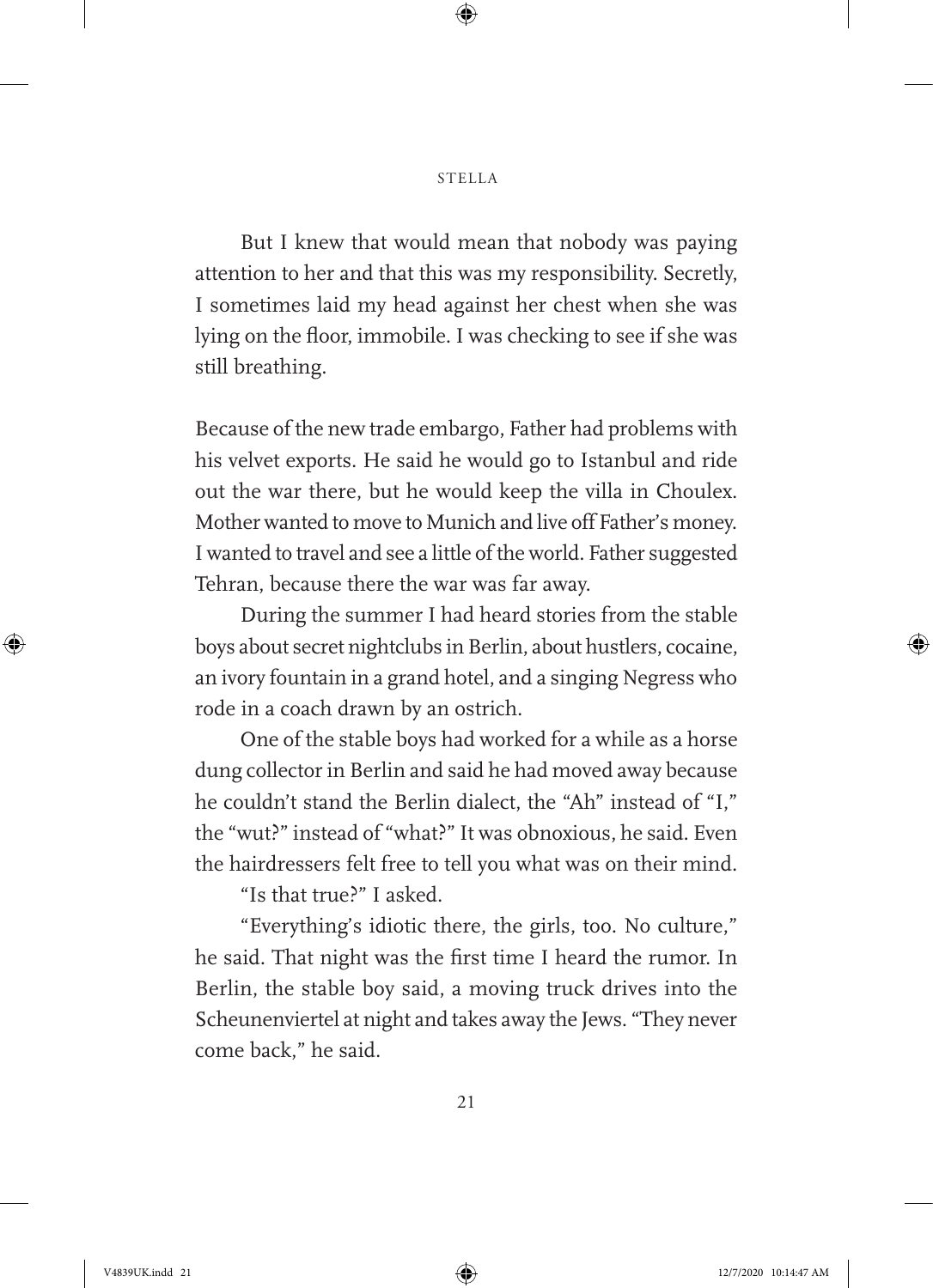But I knew that would mean that nobody was paying attention to her and that this was my responsibility. Secretly, I sometimes laid my head against her chest when she was lying on the floor, immobile. I was checking to see if she was still breathing.

Because of the new trade embargo, Father had problems with his velvet exports. He said he would go to Istanbul and ride out the war there, but he would keep the villa in Choulex. Mother wanted to move to Munich and live off Father's money. I wanted to travel and see a little of the world. Father suggested Tehran, because there the war was far away.

During the summer I had heard stories from the stable boys about secret nightclubs in Berlin, about hustlers, cocaine, an ivory fountain in a grand hotel, and a singing Negress who rode in a coach drawn by an ostrich.

One of the stable boys had worked for a while as a horse dung collector in Berlin and said he had moved away because he couldn't stand the Berlin dialect, the "Ah" instead of "I," the "wut?" instead of "what?" It was obnoxious, he said. Even the hairdressers felt free to tell you what was on their mind.

"Is that true?" I asked.

"Everything's idiotic there, the girls, too. No culture," he said. That night was the first time I heard the rumor. In Berlin, the stable boy said, a moving truck drives into the Scheunenviertel at night and takes away the Jews. "They never come back," he said.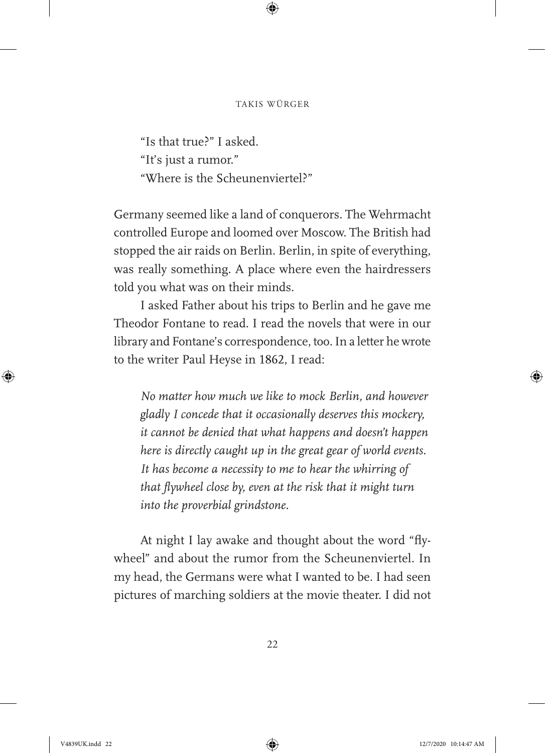"Is that true?" I asked.
"It's just a rumor."
"Where is the Scheunenviertel?"

Germany seemed like a land of conquerors. The Wehrmacht controlled Europe and loomed over Moscow. The British had stopped the air raids on Berlin. Berlin, in spite of everything, was really something. A place where even the hairdressers told you what was on their minds.

I asked Father about his trips to Berlin and he gave me Theodor Fontane to read. I read the novels that were in our library and Fontane's correspondence, too. In a letter he wrote to the writer Paul Heyse in 1862, I read:

> *No matter how much we like to mock Berlin, and however gladly I concede that it occasionally deserves this mockery, it cannot be denied that what happens and doesn't happen here is directly caught up in the great gear of world events. It has become a necessity to me to hear the whirring of that flywheel close by, even at the risk that it might turn into the proverbial grindstone.*

At night I lay awake and thought about the word "flywheel" and about the rumor from the Scheunenviertel. In my head, the Germans were what I wanted to be. I had seen pictures of marching soldiers at the movie theater. I did not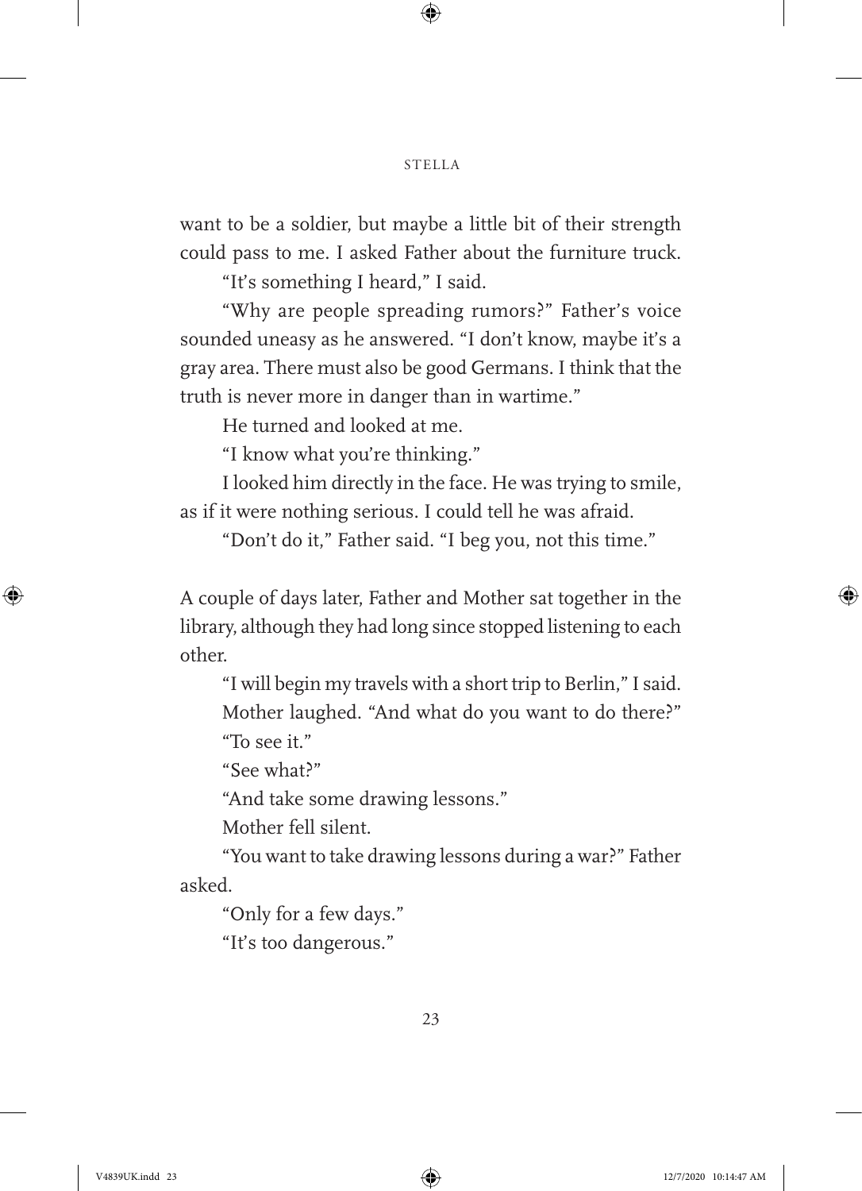want to be a soldier, but maybe a little bit of their strength could pass to me. I asked Father about the furniture truck.

"It's something I heard," I said.

"Why are people spreading rumors?" Father's voice sounded uneasy as he answered. "I don't know, maybe it's a gray area. There must also be good Germans. I think that the truth is never more in danger than in wartime."

He turned and looked at me.

"I know what you're thinking."

I looked him directly in the face. He was trying to smile, as if it were nothing serious. I could tell he was afraid.

"Don't do it," Father said. "I beg you, not this time."

A couple of days later, Father and Mother sat together in the library, although they had long since stopped listening to each other.

"I will begin my travels with a short trip to Berlin," I said.

Mother laughed. "And what do you want to do there?"

"To see it."

"See what?"

"And take some drawing lessons."

Mother fell silent.

"You want to take drawing lessons during a war?" Father asked.

"Only for a few days."

"It's too dangerous."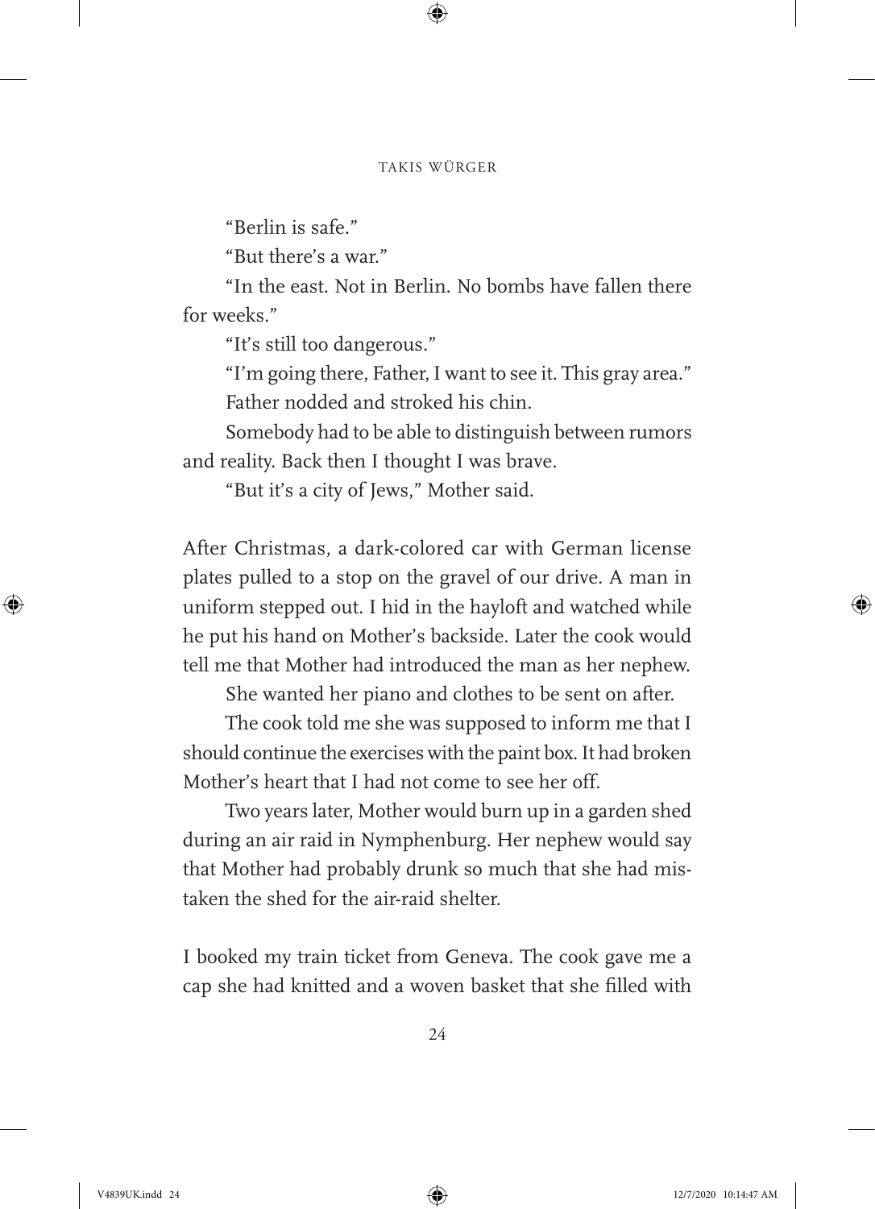"Berlin is safe."

"But there's a war."

"In the east. Not in Berlin. No bombs have fallen there for weeks."

"It's still too dangerous."

"I'm going there, Father, I want to see it. This gray area."

Father nodded and stroked his chin.

Somebody had to be able to distinguish between rumors and reality. Back then I thought I was brave.

"But it's a city of Jews," Mother said.

After Christmas, a dark-colored car with German license plates pulled to a stop on the gravel of our drive. A man in uniform stepped out. I hid in the hayloft and watched while he put his hand on Mother's backside. Later the cook would tell me that Mother had introduced the man as her nephew.

She wanted her piano and clothes to be sent on after.

The cook told me she was supposed to inform me that I should continue the exercises with the paint box. It had broken Mother's heart that I had not come to see her off.

Two years later, Mother would burn up in a garden shed during an air raid in Nymphenburg. Her nephew would say that Mother had probably drunk so much that she had mistaken the shed for the air-raid shelter.

I booked my train ticket from Geneva. The cook gave me a cap she had knitted and a woven basket that she filled with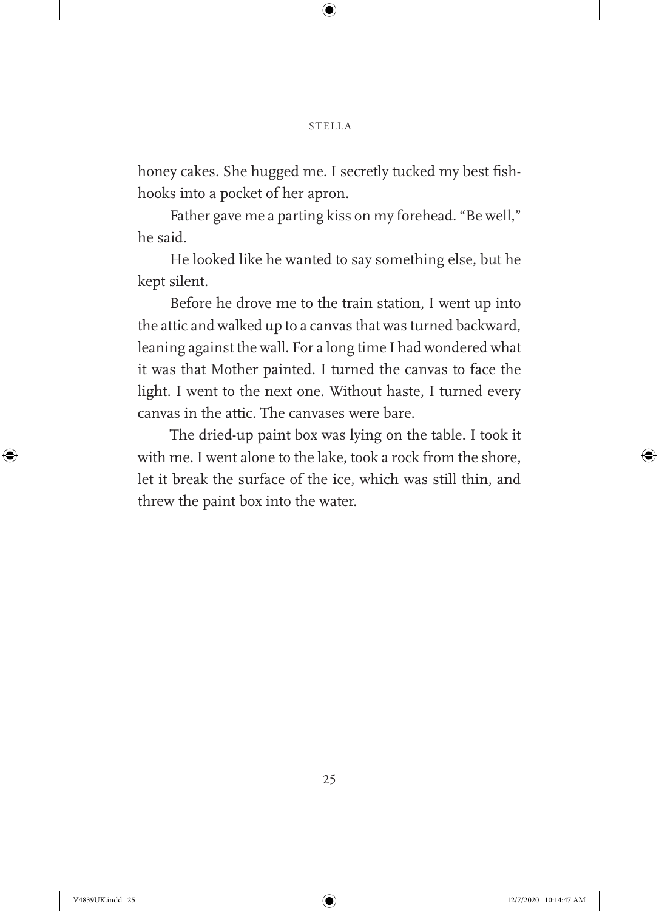honey cakes. She hugged me. I secretly tucked my best fishhooks into a pocket of her apron.

Father gave me a parting kiss on my forehead. "Be well," he said.

He looked like he wanted to say something else, but he kept silent.

Before he drove me to the train station, I went up into the attic and walked up to a canvas that was turned backward, leaning against the wall. For a long time I had wondered what it was that Mother painted. I turned the canvas to face the light. I went to the next one. Without haste, I turned every canvas in the attic. The canvases were bare.

The dried-up paint box was lying on the table. I took it with me. I went alone to the lake, took a rock from the shore, let it break the surface of the ice, which was still thin, and threw the paint box into the water.